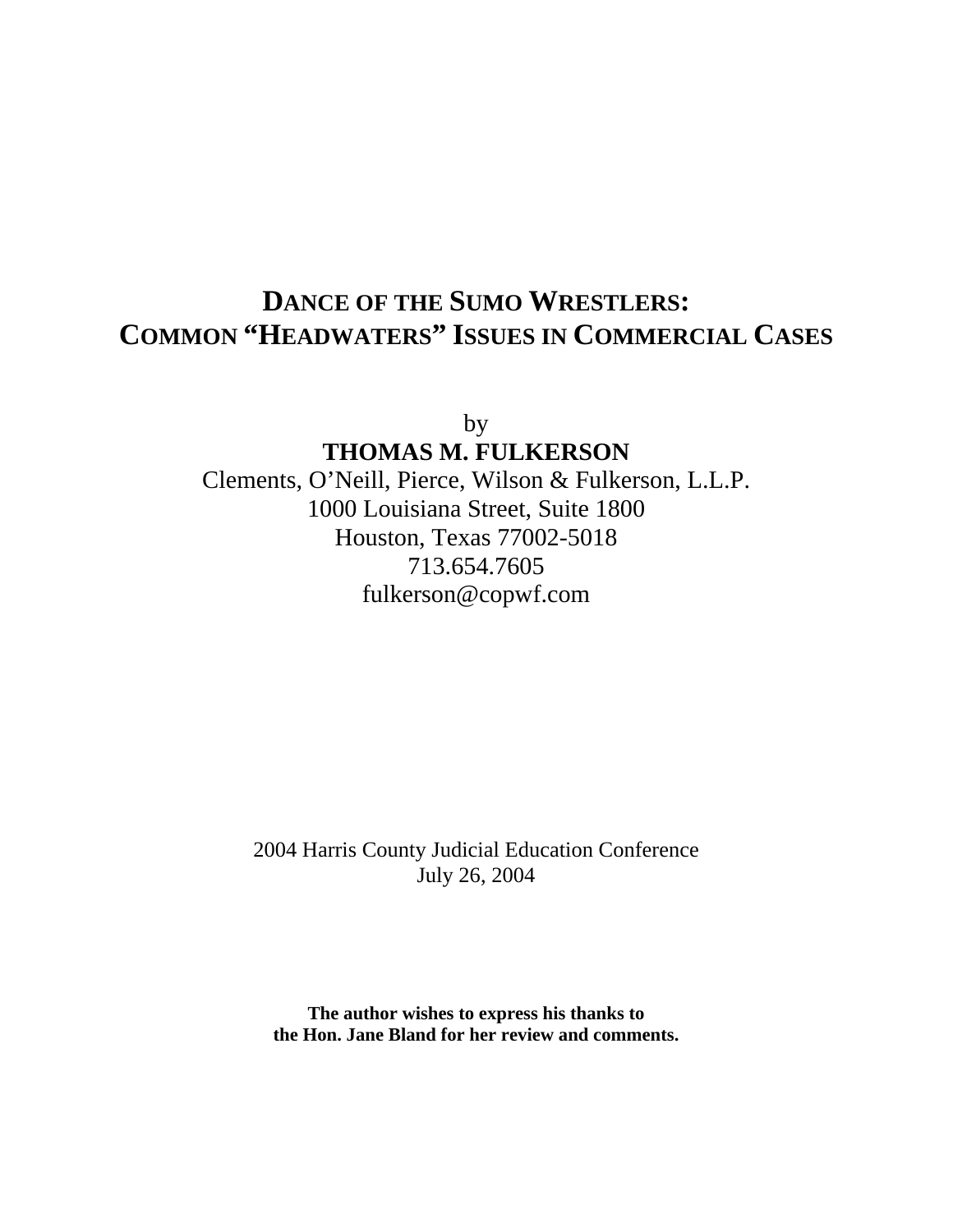# DANCE OF THE SUMO WRESTLERS: COMMON "HEADWATERS" ISSUES IN COMMERCIAL CASES

by

**THOMAS M. FULKERSON**

Clements, O'Neill, Pierce, Wilson & Fulkerson, L.L.P.
1000 Louisiana Street, Suite 1800
Houston, Texas 77002-5018
713.654.7605
fulkerson@copwf.com

2004 Harris County Judicial Education Conference
July 26, 2004

**The author wishes to express his thanks to the Hon. Jane Bland for her review and comments.**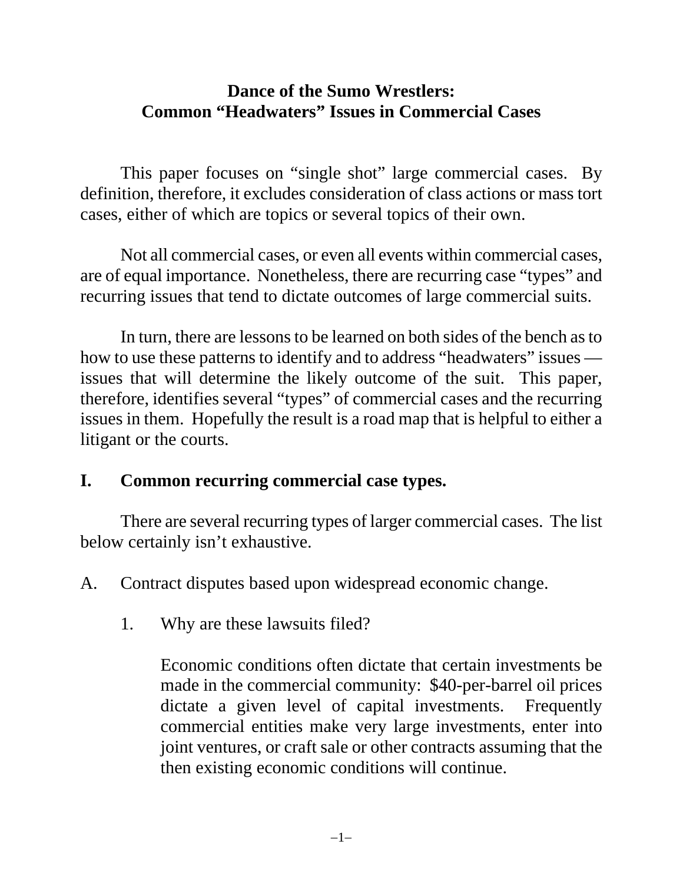# Dance of the Sumo Wrestlers: Common "Headwaters" Issues in Commercial Cases

This paper focuses on "single shot" large commercial cases. By definition, therefore, it excludes consideration of class actions or mass tort cases, either of which are topics or several topics of their own.

Not all commercial cases, or even all events within commercial cases, are of equal importance. Nonetheless, there are recurring case "types" and recurring issues that tend to dictate outcomes of large commercial suits.

In turn, there are lessons to be learned on both sides of the bench as to how to use these patterns to identify and to address "headwaters" issues — issues that will determine the likely outcome of the suit. This paper, therefore, identifies several "types" of commercial cases and the recurring issues in them. Hopefully the result is a road map that is helpful to either a litigant or the courts.

## I. Common recurring commercial case types.

There are several recurring types of larger commercial cases. The list below certainly isn't exhaustive.

A. Contract disputes based upon widespread economic change.

1. Why are these lawsuits filed?

   Economic conditions often dictate that certain investments be made in the commercial community: $40-per-barrel oil prices dictate a given level of capital investments. Frequently commercial entities make very large investments, enter into joint ventures, or craft sale or other contracts assuming that the then existing economic conditions will continue.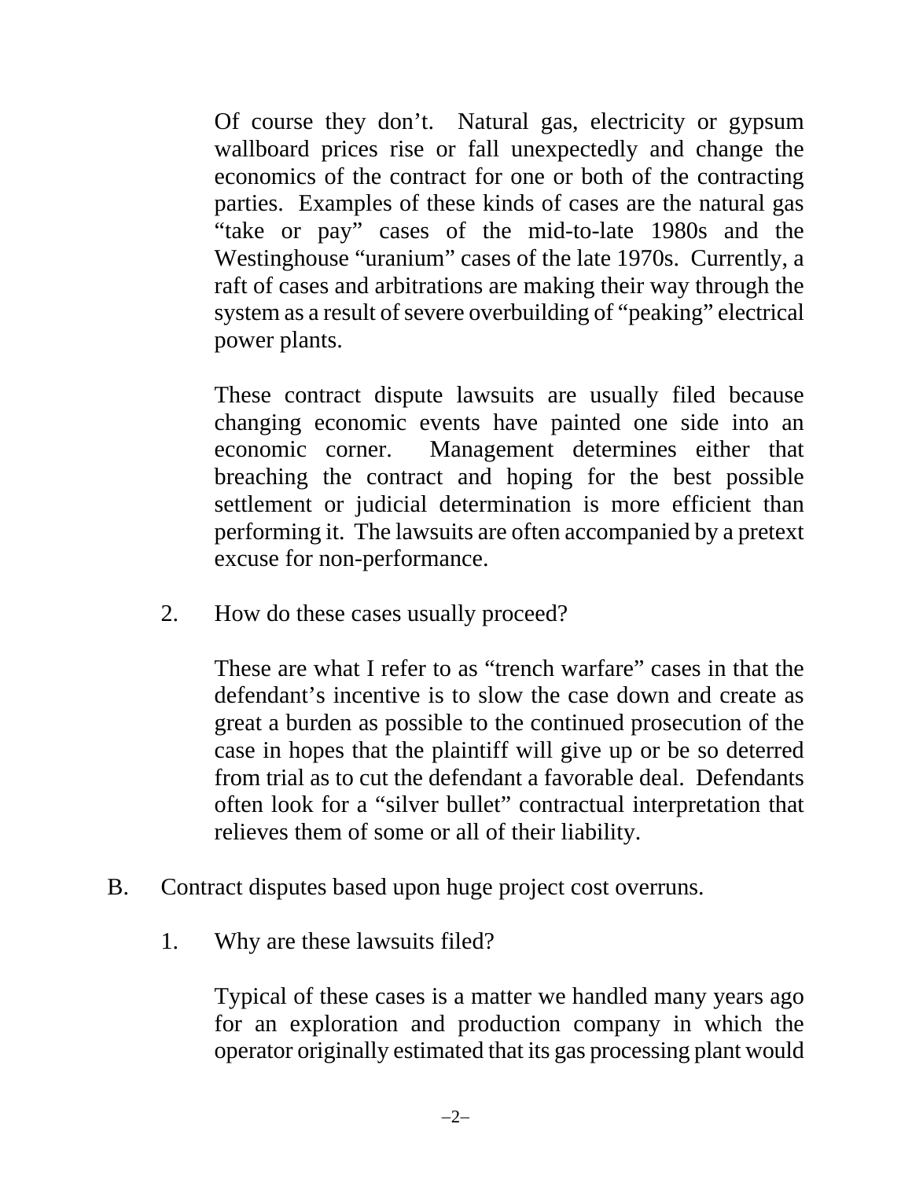Of course they don't. Natural gas, electricity or gypsum wallboard prices rise or fall unexpectedly and change the economics of the contract for one or both of the contracting parties. Examples of these kinds of cases are the natural gas "take or pay" cases of the mid-to-late 1980s and the Westinghouse "uranium" cases of the late 1970s. Currently, a raft of cases and arbitrations are making their way through the system as a result of severe overbuilding of "peaking" electrical power plants.

These contract dispute lawsuits are usually filed because changing economic events have painted one side into an economic corner. Management determines either that breaching the contract and hoping for the best possible settlement or judicial determination is more efficient than performing it. The lawsuits are often accompanied by a pretext excuse for non-performance.

2. How do these cases usually proceed?

These are what I refer to as "trench warfare" cases in that the defendant's incentive is to slow the case down and create as great a burden as possible to the continued prosecution of the case in hopes that the plaintiff will give up or be so deterred from trial as to cut the defendant a favorable deal. Defendants often look for a "silver bullet" contractual interpretation that relieves them of some or all of their liability.

B. Contract disputes based upon huge project cost overruns.

1. Why are these lawsuits filed?

Typical of these cases is a matter we handled many years ago for an exploration and production company in which the operator originally estimated that its gas processing plant would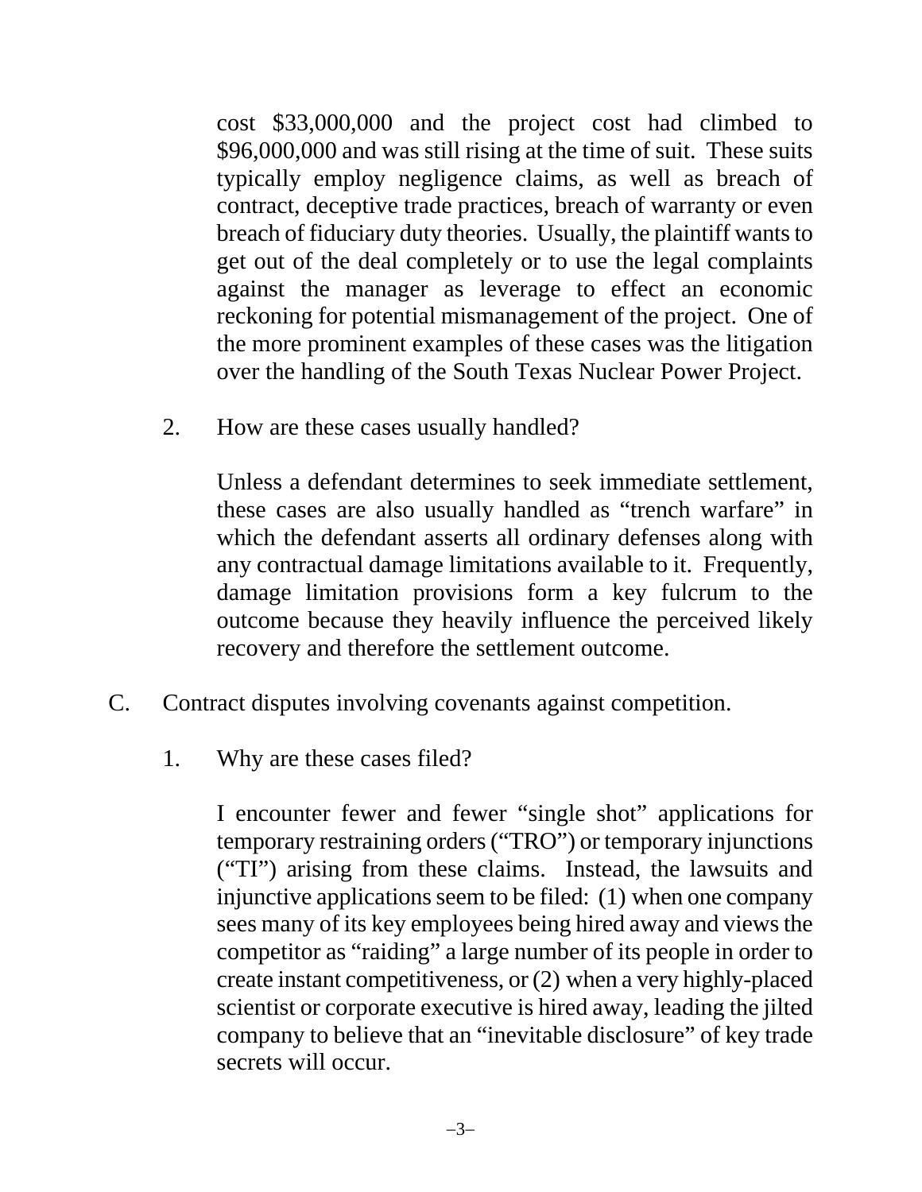cost $33,000,000 and the project cost had climbed to $96,000,000 and was still rising at the time of suit. These suits typically employ negligence claims, as well as breach of contract, deceptive trade practices, breach of warranty or even breach of fiduciary duty theories. Usually, the plaintiff wants to get out of the deal completely or to use the legal complaints against the manager as leverage to effect an economic reckoning for potential mismanagement of the project. One of the more prominent examples of these cases was the litigation over the handling of the South Texas Nuclear Power Project.

2. How are these cases usually handled?

Unless a defendant determines to seek immediate settlement, these cases are also usually handled as "trench warfare" in which the defendant asserts all ordinary defenses along with any contractual damage limitations available to it. Frequently, damage limitation provisions form a key fulcrum to the outcome because they heavily influence the perceived likely recovery and therefore the settlement outcome.

C. Contract disputes involving covenants against competition.

1. Why are these cases filed?

I encounter fewer and fewer "single shot" applications for temporary restraining orders ("TRO") or temporary injunctions ("TI") arising from these claims. Instead, the lawsuits and injunctive applications seem to be filed: (1) when one company sees many of its key employees being hired away and views the competitor as "raiding" a large number of its people in order to create instant competitiveness, or (2) when a very highly-placed scientist or corporate executive is hired away, leading the jilted company to believe that an "inevitable disclosure" of key trade secrets will occur.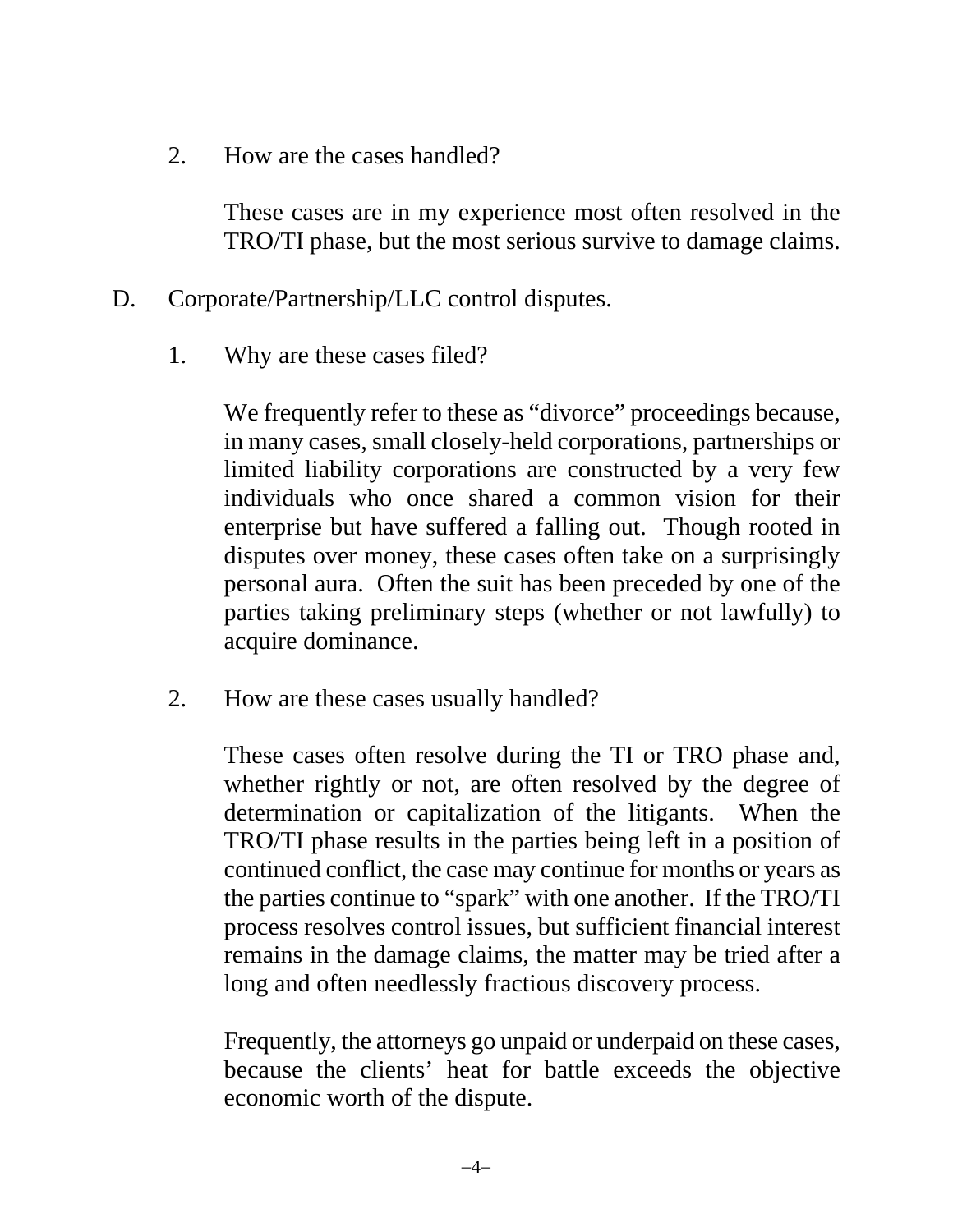2. How are the cases handled?

   These cases are in my experience most often resolved in the TRO/TI phase, but the most serious survive to damage claims.

D. Corporate/Partnership/LLC control disputes.

1. Why are these cases filed?

   We frequently refer to these as "divorce" proceedings because, in many cases, small closely-held corporations, partnerships or limited liability corporations are constructed by a very few individuals who once shared a common vision for their enterprise but have suffered a falling out. Though rooted in disputes over money, these cases often take on a surprisingly personal aura. Often the suit has been preceded by one of the parties taking preliminary steps (whether or not lawfully) to acquire dominance.

2. How are these cases usually handled?

   These cases often resolve during the TI or TRO phase and, whether rightly or not, are often resolved by the degree of determination or capitalization of the litigants. When the TRO/TI phase results in the parties being left in a position of continued conflict, the case may continue for months or years as the parties continue to "spark" with one another. If the TRO/TI process resolves control issues, but sufficient financial interest remains in the damage claims, the matter may be tried after a long and often needlessly fractious discovery process.

   Frequently, the attorneys go unpaid or underpaid on these cases, because the clients' heat for battle exceeds the objective economic worth of the dispute.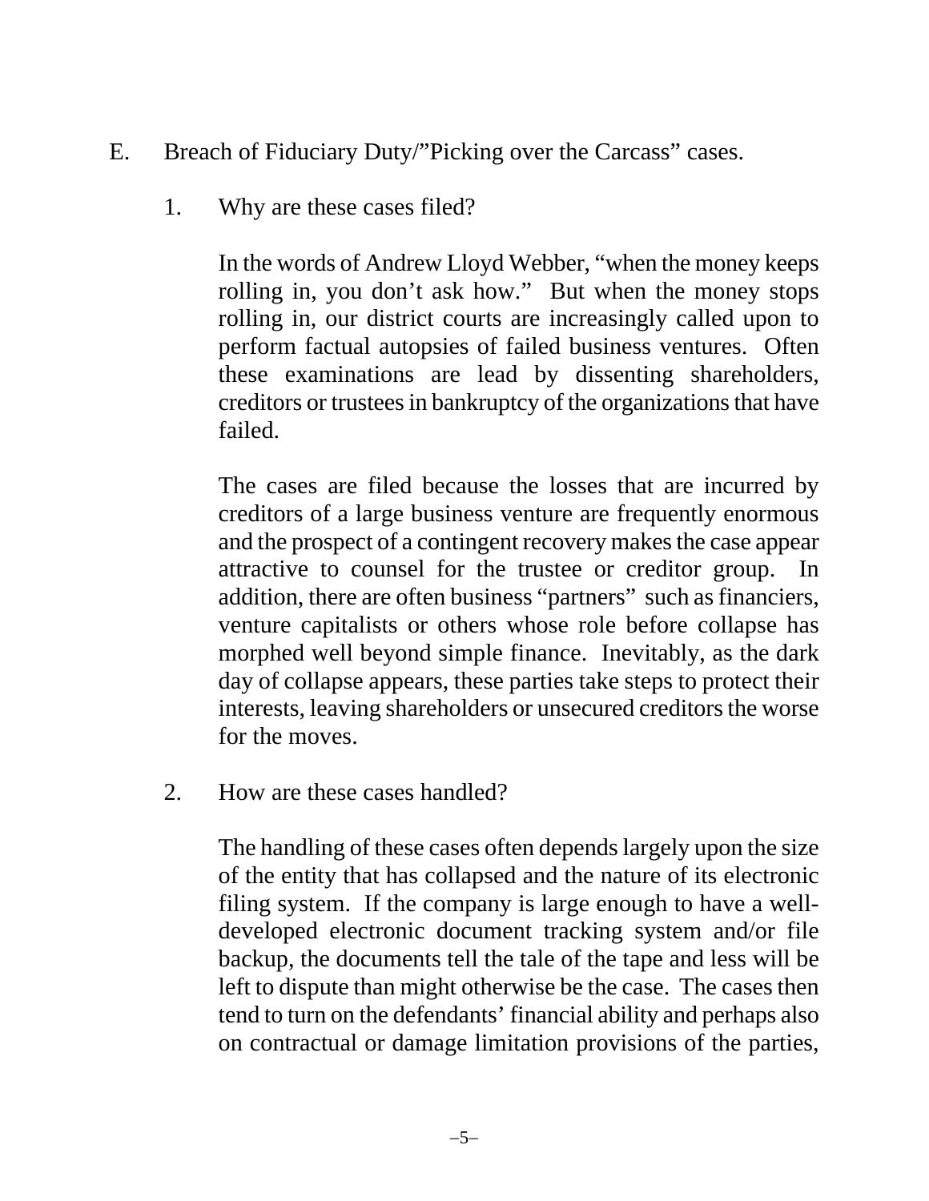E. Breach of Fiduciary Duty/"Picking over the Carcass" cases.

1. Why are these cases filed?

In the words of Andrew Lloyd Webber, "when the money keeps rolling in, you don't ask how." But when the money stops rolling in, our district courts are increasingly called upon to perform factual autopsies of failed business ventures. Often these examinations are lead by dissenting shareholders, creditors or trustees in bankruptcy of the organizations that have failed.

The cases are filed because the losses that are incurred by creditors of a large business venture are frequently enormous and the prospect of a contingent recovery makes the case appear attractive to counsel for the trustee or creditor group. In addition, there are often business "partners" such as financiers, venture capitalists or others whose role before collapse has morphed well beyond simple finance. Inevitably, as the dark day of collapse appears, these parties take steps to protect their interests, leaving shareholders or unsecured creditors the worse for the moves.

2. How are these cases handled?

The handling of these cases often depends largely upon the size of the entity that has collapsed and the nature of its electronic filing system. If the company is large enough to have a well-developed electronic document tracking system and/or file backup, the documents tell the tale of the tape and less will be left to dispute than might otherwise be the case. The cases then tend to turn on the defendants' financial ability and perhaps also on contractual or damage limitation provisions of the parties,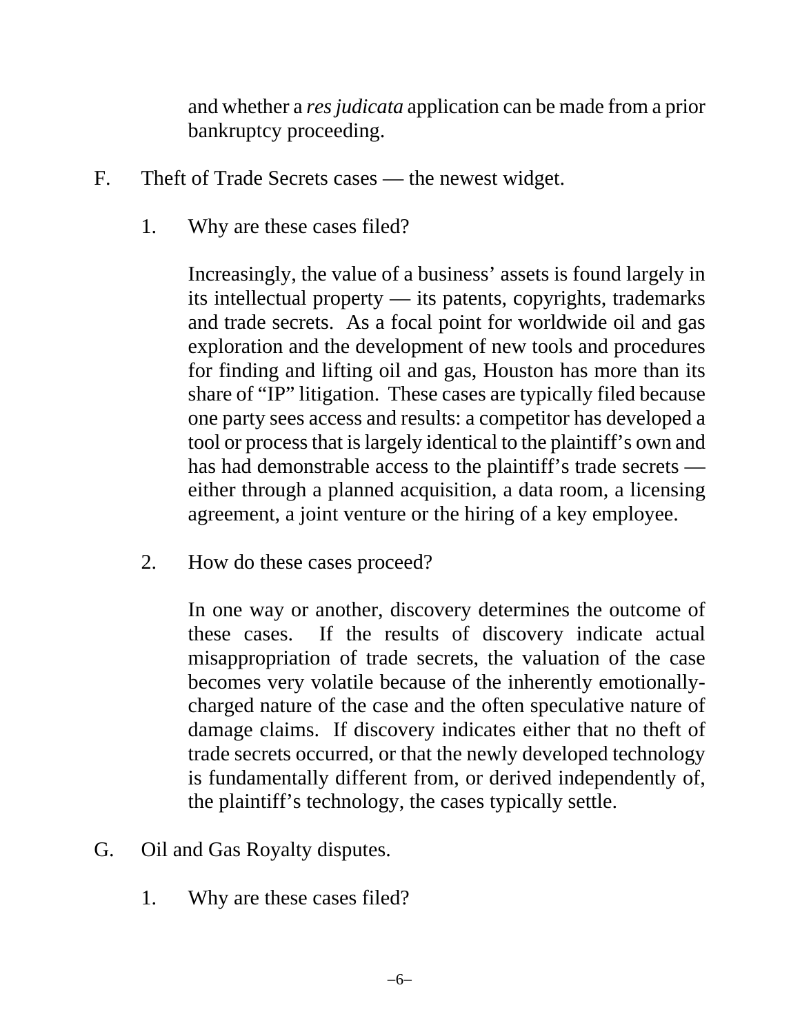and whether a *res judicata* application can be made from a prior bankruptcy proceeding.

F. Theft of Trade Secrets cases — the newest widget.

1. Why are these cases filed?

Increasingly, the value of a business' assets is found largely in its intellectual property — its patents, copyrights, trademarks and trade secrets. As a focal point for worldwide oil and gas exploration and the development of new tools and procedures for finding and lifting oil and gas, Houston has more than its share of "IP" litigation. These cases are typically filed because one party sees access and results: a competitor has developed a tool or process that is largely identical to the plaintiff's own and has had demonstrable access to the plaintiff's trade secrets — either through a planned acquisition, a data room, a licensing agreement, a joint venture or the hiring of a key employee.

2. How do these cases proceed?

In one way or another, discovery determines the outcome of these cases. If the results of discovery indicate actual misappropriation of trade secrets, the valuation of the case becomes very volatile because of the inherently emotionally-charged nature of the case and the often speculative nature of damage claims. If discovery indicates either that no theft of trade secrets occurred, or that the newly developed technology is fundamentally different from, or derived independently of, the plaintiff's technology, the cases typically settle.

G. Oil and Gas Royalty disputes.

1. Why are these cases filed?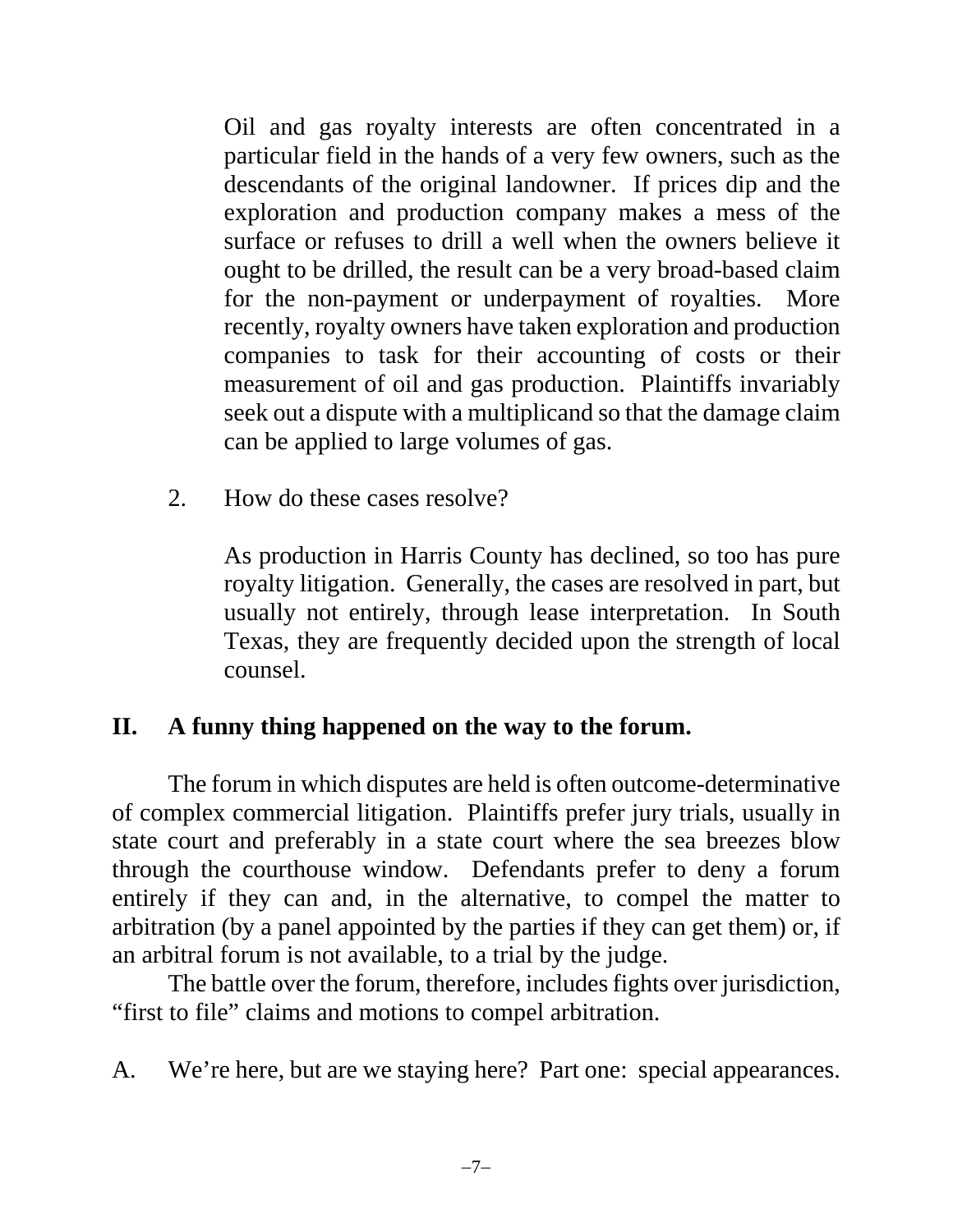Oil and gas royalty interests are often concentrated in a particular field in the hands of a very few owners, such as the descendants of the original landowner. If prices dip and the exploration and production company makes a mess of the surface or refuses to drill a well when the owners believe it ought to be drilled, the result can be a very broad-based claim for the non-payment or underpayment of royalties. More recently, royalty owners have taken exploration and production companies to task for their accounting of costs or their measurement of oil and gas production. Plaintiffs invariably seek out a dispute with a multiplicand so that the damage claim can be applied to large volumes of gas.

2. How do these cases resolve?

As production in Harris County has declined, so too has pure royalty litigation. Generally, the cases are resolved in part, but usually not entirely, through lease interpretation. In South Texas, they are frequently decided upon the strength of local counsel.

## II. A funny thing happened on the way to the forum.

The forum in which disputes are held is often outcome-determinative of complex commercial litigation. Plaintiffs prefer jury trials, usually in state court and preferably in a state court where the sea breezes blow through the courthouse window. Defendants prefer to deny a forum entirely if they can and, in the alternative, to compel the matter to arbitration (by a panel appointed by the parties if they can get them) or, if an arbitral forum is not available, to a trial by the judge.

The battle over the forum, therefore, includes fights over jurisdiction, "first to file" claims and motions to compel arbitration.

### A. We're here, but are we staying here? Part one: special appearances.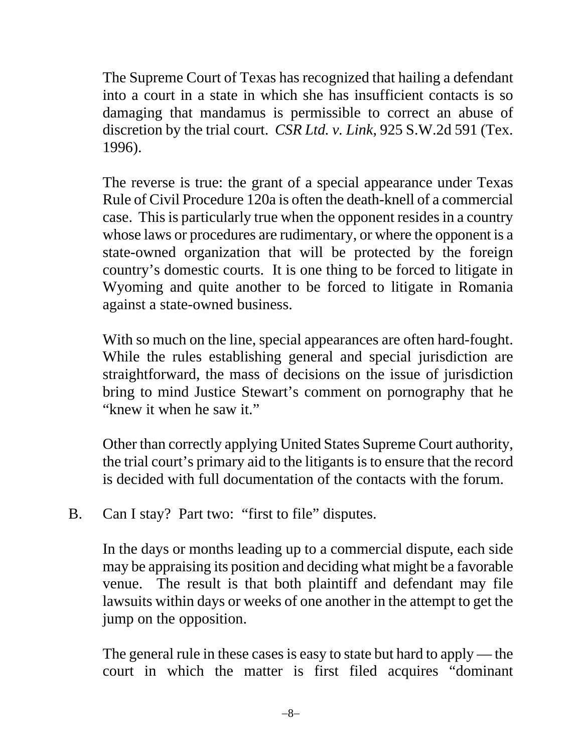The Supreme Court of Texas has recognized that hailing a defendant into a court in a state in which she has insufficient contacts is so damaging that mandamus is permissible to correct an abuse of discretion by the trial court. *CSR Ltd. v. Link*, 925 S.W.2d 591 (Tex. 1996).

The reverse is true: the grant of a special appearance under Texas Rule of Civil Procedure 120a is often the death-knell of a commercial case. This is particularly true when the opponent resides in a country whose laws or procedures are rudimentary, or where the opponent is a state-owned organization that will be protected by the foreign country's domestic courts. It is one thing to be forced to litigate in Wyoming and quite another to be forced to litigate in Romania against a state-owned business.

With so much on the line, special appearances are often hard-fought. While the rules establishing general and special jurisdiction are straightforward, the mass of decisions on the issue of jurisdiction bring to mind Justice Stewart's comment on pornography that he "knew it when he saw it."

Other than correctly applying United States Supreme Court authority, the trial court's primary aid to the litigants is to ensure that the record is decided with full documentation of the contacts with the forum.

## B. Can I stay? Part two: "first to file" disputes.

In the days or months leading up to a commercial dispute, each side may be appraising its position and deciding what might be a favorable venue. The result is that both plaintiff and defendant may file lawsuits within days or weeks of one another in the attempt to get the jump on the opposition.

The general rule in these cases is easy to state but hard to apply — the court in which the matter is first filed acquires "dominant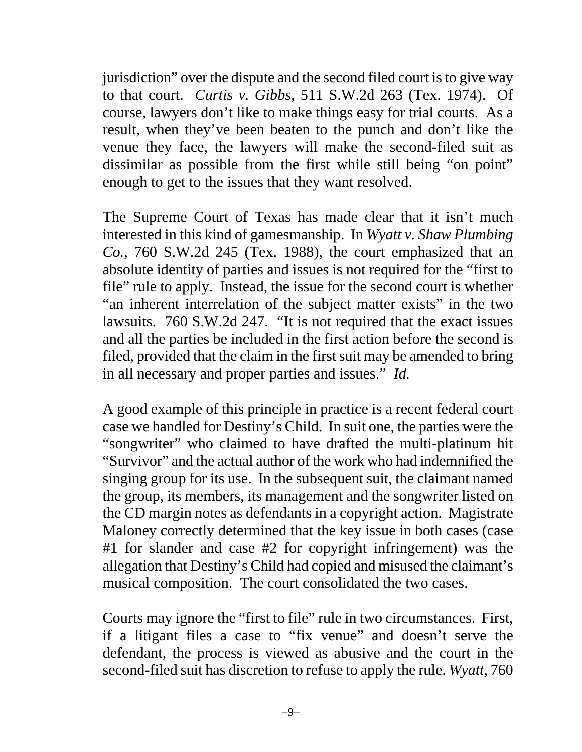jurisdiction" over the dispute and the second filed court is to give way to that court. *Curtis v. Gibbs,* 511 S.W.2d 263 (Tex. 1974). Of course, lawyers don't like to make things easy for trial courts. As a result, when they've been beaten to the punch and don't like the venue they face, the lawyers will make the second-filed suit as dissimilar as possible from the first while still being "on point" enough to get to the issues that they want resolved.

The Supreme Court of Texas has made clear that it isn't much interested in this kind of gamesmanship. In *Wyatt v. Shaw Plumbing Co.,* 760 S.W.2d 245 (Tex. 1988), the court emphasized that an absolute identity of parties and issues is not required for the "first to file" rule to apply. Instead, the issue for the second court is whether "an inherent interrelation of the subject matter exists" in the two lawsuits. 760 S.W.2d 247. "It is not required that the exact issues and all the parties be included in the first action before the second is filed, provided that the claim in the first suit may be amended to bring in all necessary and proper parties and issues." *Id.*

A good example of this principle in practice is a recent federal court case we handled for Destiny's Child. In suit one, the parties were the "songwriter" who claimed to have drafted the multi-platinum hit "Survivor" and the actual author of the work who had indemnified the singing group for its use. In the subsequent suit, the claimant named the group, its members, its management and the songwriter listed on the CD margin notes as defendants in a copyright action. Magistrate Maloney correctly determined that the key issue in both cases (case #1 for slander and case #2 for copyright infringement) was the allegation that Destiny's Child had copied and misused the claimant's musical composition. The court consolidated the two cases.

Courts may ignore the "first to file" rule in two circumstances. First, if a litigant files a case to "fix venue" and doesn't serve the defendant, the process is viewed as abusive and the court in the second-filed suit has discretion to refuse to apply the rule. *Wyatt*, 760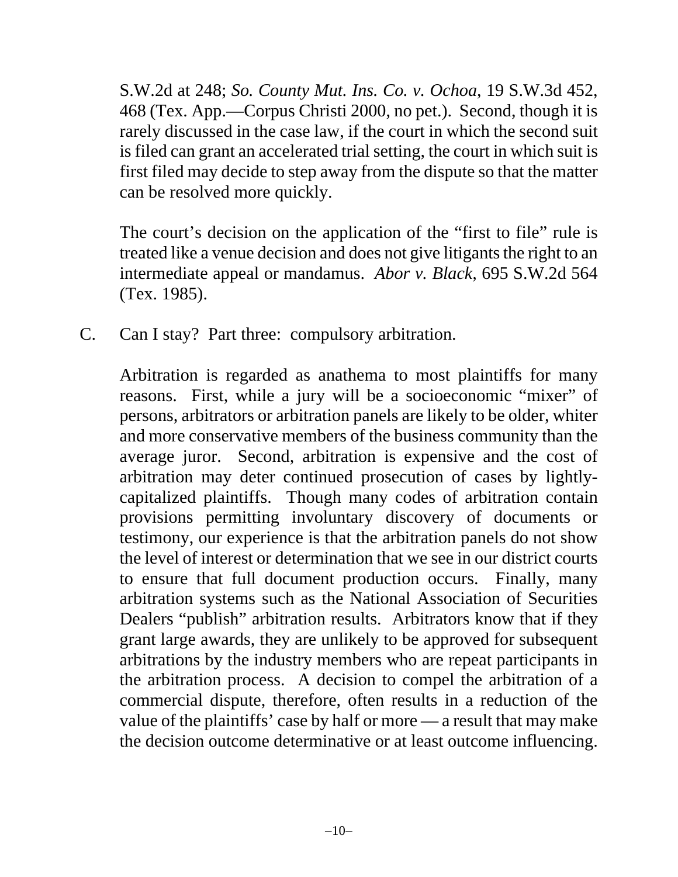S.W.2d at 248; *So. County Mut. Ins. Co. v. Ochoa*, 19 S.W.3d 452, 468 (Tex. App.—Corpus Christi 2000, no pet.). Second, though it is rarely discussed in the case law, if the court in which the second suit is filed can grant an accelerated trial setting, the court in which suit is first filed may decide to step away from the dispute so that the matter can be resolved more quickly.

The court's decision on the application of the "first to file" rule is treated like a venue decision and does not give litigants the right to an intermediate appeal or mandamus. *Abor v. Black*, 695 S.W.2d 564 (Tex. 1985).

C. Can I stay? Part three: compulsory arbitration.

Arbitration is regarded as anathema to most plaintiffs for many reasons. First, while a jury will be a socioeconomic "mixer" of persons, arbitrators or arbitration panels are likely to be older, whiter and more conservative members of the business community than the average juror. Second, arbitration is expensive and the cost of arbitration may deter continued prosecution of cases by lightly-capitalized plaintiffs. Though many codes of arbitration contain provisions permitting involuntary discovery of documents or testimony, our experience is that the arbitration panels do not show the level of interest or determination that we see in our district courts to ensure that full document production occurs. Finally, many arbitration systems such as the National Association of Securities Dealers "publish" arbitration results. Arbitrators know that if they grant large awards, they are unlikely to be approved for subsequent arbitrations by the industry members who are repeat participants in the arbitration process. A decision to compel the arbitration of a commercial dispute, therefore, often results in a reduction of the value of the plaintiffs' case by half or more — a result that may make the decision outcome determinative or at least outcome influencing.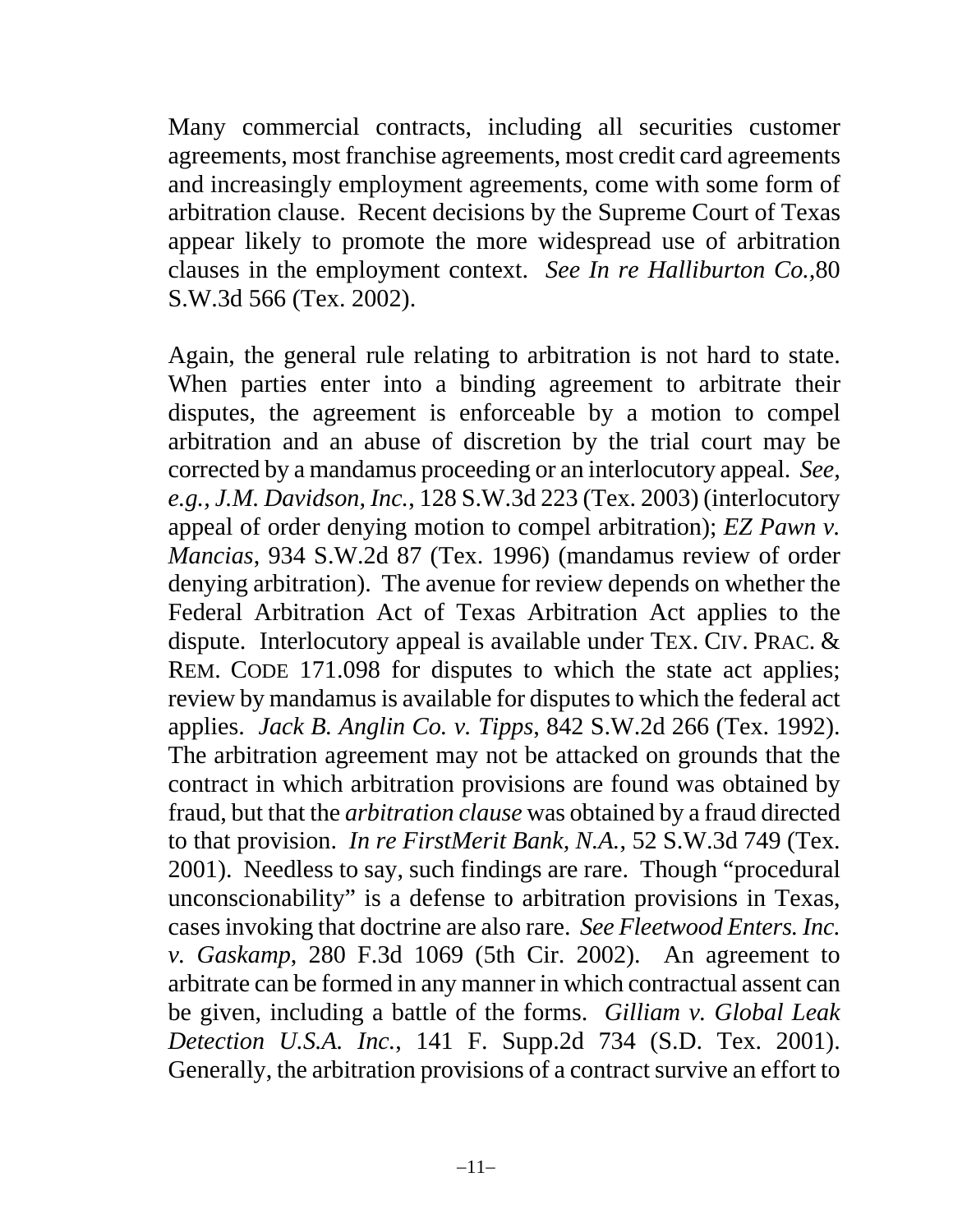Many commercial contracts, including all securities customer agreements, most franchise agreements, most credit card agreements and increasingly employment agreements, come with some form of arbitration clause. Recent decisions by the Supreme Court of Texas appear likely to promote the more widespread use of arbitration clauses in the employment context. *See In re Halliburton Co.*,80 S.W.3d 566 (Tex. 2002).

Again, the general rule relating to arbitration is not hard to state. When parties enter into a binding agreement to arbitrate their disputes, the agreement is enforceable by a motion to compel arbitration and an abuse of discretion by the trial court may be corrected by a mandamus proceeding or an interlocutory appeal. *See, e.g., J.M. Davidson, Inc.*, 128 S.W.3d 223 (Tex. 2003) (interlocutory appeal of order denying motion to compel arbitration); *EZ Pawn v. Mancias*, 934 S.W.2d 87 (Tex. 1996) (mandamus review of order denying arbitration). The avenue for review depends on whether the Federal Arbitration Act of Texas Arbitration Act applies to the dispute. Interlocutory appeal is available under TEX. CIV. PRAC. & REM. CODE 171.098 for disputes to which the state act applies; review by mandamus is available for disputes to which the federal act applies. *Jack B. Anglin Co. v. Tipps*, 842 S.W.2d 266 (Tex. 1992). The arbitration agreement may not be attacked on grounds that the contract in which arbitration provisions are found was obtained by fraud, but that the *arbitration clause* was obtained by a fraud directed to that provision. *In re FirstMerit Bank, N.A.*, 52 S.W.3d 749 (Tex. 2001). Needless to say, such findings are rare. Though "procedural unconscionability" is a defense to arbitration provisions in Texas, cases invoking that doctrine are also rare. *See Fleetwood Enters. Inc. v. Gaskamp*, 280 F.3d 1069 (5th Cir. 2002). An agreement to arbitrate can be formed in any manner in which contractual assent can be given, including a battle of the forms. *Gilliam v. Global Leak Detection U.S.A. Inc.*, 141 F. Supp.2d 734 (S.D. Tex. 2001). Generally, the arbitration provisions of a contract survive an effort to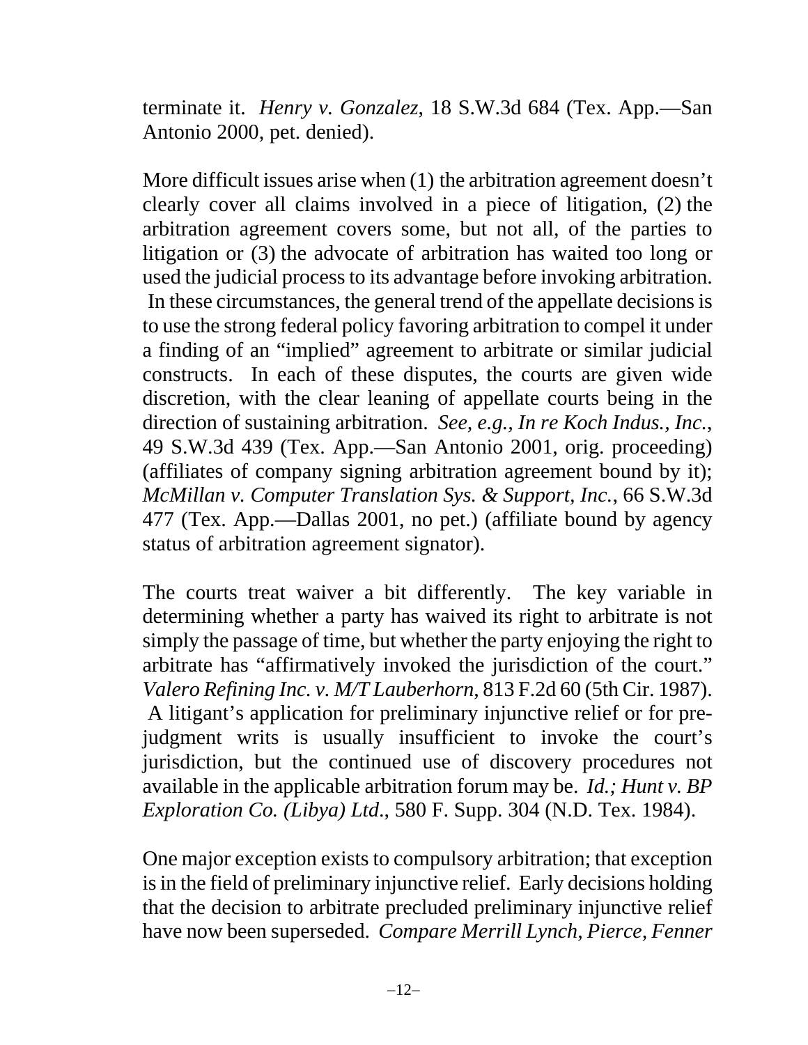terminate it. *Henry v. Gonzalez*, 18 S.W.3d 684 (Tex. App.—San Antonio 2000, pet. denied).

More difficult issues arise when (1) the arbitration agreement doesn't clearly cover all claims involved in a piece of litigation, (2) the arbitration agreement covers some, but not all, of the parties to litigation or (3) the advocate of arbitration has waited too long or used the judicial process to its advantage before invoking arbitration. In these circumstances, the general trend of the appellate decisions is to use the strong federal policy favoring arbitration to compel it under a finding of an "implied" agreement to arbitrate or similar judicial constructs. In each of these disputes, the courts are given wide discretion, with the clear leaning of appellate courts being in the direction of sustaining arbitration. *See, e.g., In re Koch Indus., Inc.*, 49 S.W.3d 439 (Tex. App.—San Antonio 2001, orig. proceeding) (affiliates of company signing arbitration agreement bound by it); *McMillan v. Computer Translation Sys. & Support, Inc.*, 66 S.W.3d 477 (Tex. App.—Dallas 2001, no pet.) (affiliate bound by agency status of arbitration agreement signator).

The courts treat waiver a bit differently. The key variable in determining whether a party has waived its right to arbitrate is not simply the passage of time, but whether the party enjoying the right to arbitrate has "affirmatively invoked the jurisdiction of the court." *Valero Refining Inc. v. M/T Lauberhorn*, 813 F.2d 60 (5th Cir. 1987). A litigant's application for preliminary injunctive relief or for pre-judgment writs is usually insufficient to invoke the court's jurisdiction, but the continued use of discovery procedures not available in the applicable arbitration forum may be. *Id.; Hunt v. BP Exploration Co. (Libya) Ltd.*, 580 F. Supp. 304 (N.D. Tex. 1984).

One major exception exists to compulsory arbitration; that exception is in the field of preliminary injunctive relief. Early decisions holding that the decision to arbitrate precluded preliminary injunctive relief have now been superseded. *Compare Merrill Lynch, Pierce, Fenner*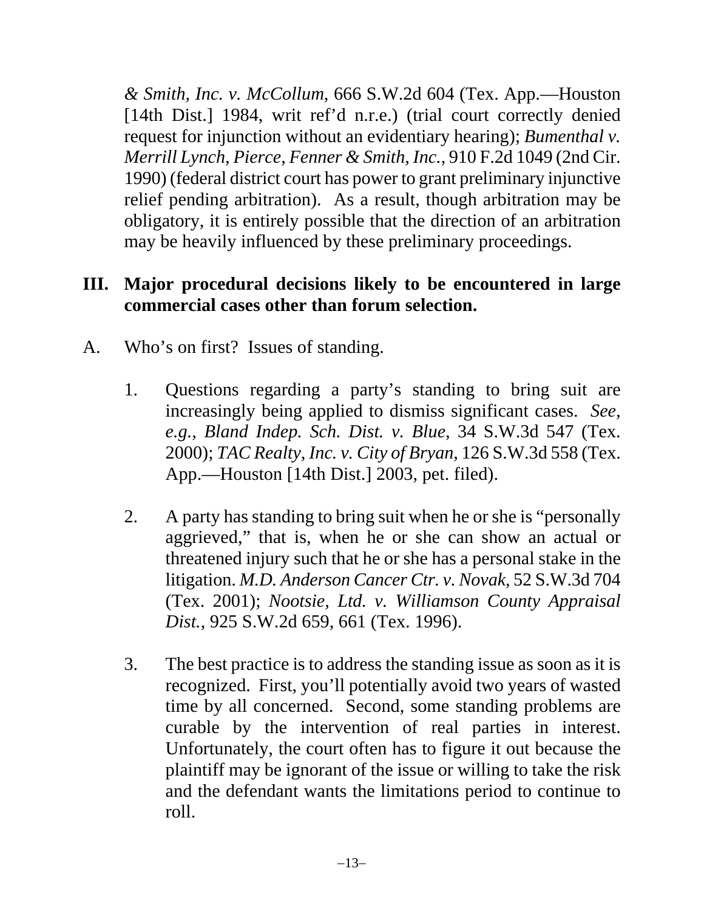*& Smith, Inc. v. McCollum*, 666 S.W.2d 604 (Tex. App.—Houston [14th Dist.] 1984, writ ref'd n.r.e.) (trial court correctly denied request for injunction without an evidentiary hearing); *Bumenthal v. Merrill Lynch, Pierce, Fenner & Smith, Inc.*, 910 F.2d 1049 (2nd Cir. 1990) (federal district court has power to grant preliminary injunctive relief pending arbitration). As a result, though arbitration may be obligatory, it is entirely possible that the direction of an arbitration may be heavily influenced by these preliminary proceedings.

## III. Major procedural decisions likely to be encountered in large commercial cases other than forum selection.

A. Who's on first? Issues of standing.

1. Questions regarding a party's standing to bring suit are increasingly being applied to dismiss significant cases. *See, e.g., Bland Indep. Sch. Dist. v. Blue*, 34 S.W.3d 547 (Tex. 2000); *TAC Realty, Inc. v. City of Bryan*, 126 S.W.3d 558 (Tex. App.—Houston [14th Dist.] 2003, pet. filed).

2. A party has standing to bring suit when he or she is "personally aggrieved," that is, when he or she can show an actual or threatened injury such that he or she has a personal stake in the litigation. *M.D. Anderson Cancer Ctr. v. Novak*, 52 S.W.3d 704 (Tex. 2001); *Nootsie, Ltd. v. Williamson County Appraisal Dist.*, 925 S.W.2d 659, 661 (Tex. 1996).

3. The best practice is to address the standing issue as soon as it is recognized. First, you'll potentially avoid two years of wasted time by all concerned. Second, some standing problems are curable by the intervention of real parties in interest. Unfortunately, the court often has to figure it out because the plaintiff may be ignorant of the issue or willing to take the risk and the defendant wants the limitations period to continue to roll.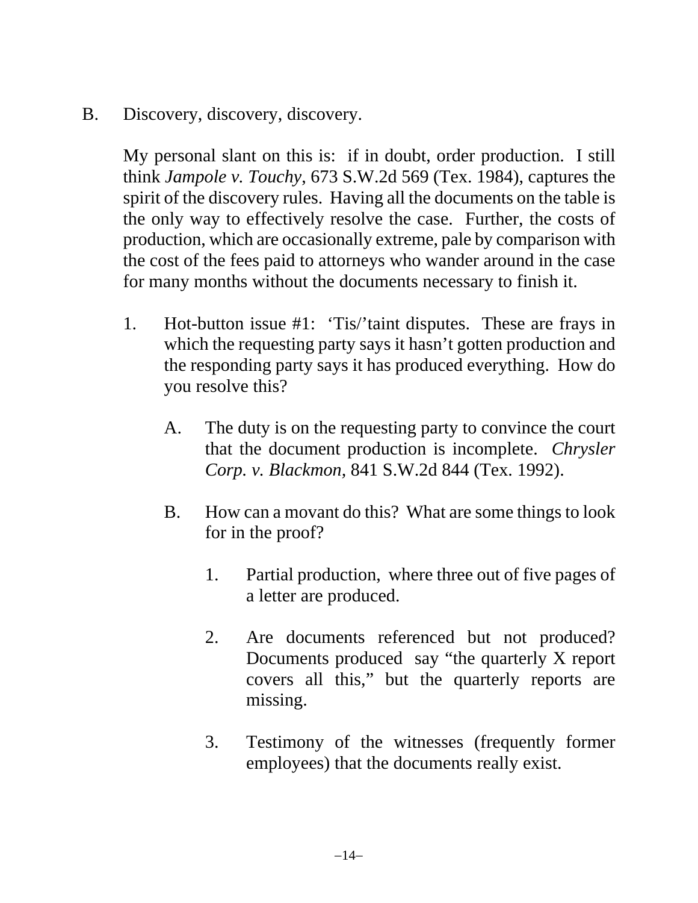B. Discovery, discovery, discovery.

My personal slant on this is: if in doubt, order production. I still think *Jampole v. Touchy*, 673 S.W.2d 569 (Tex. 1984), captures the spirit of the discovery rules. Having all the documents on the table is the only way to effectively resolve the case. Further, the costs of production, which are occasionally extreme, pale by comparison with the cost of the fees paid to attorneys who wander around in the case for many months without the documents necessary to finish it.

1. Hot-button issue #1: 'Tis/'taint disputes. These are frays in which the requesting party says it hasn't gotten production and the responding party says it has produced everything. How do you resolve this?

   A. The duty is on the requesting party to convince the court that the document production is incomplete. *Chrysler Corp. v. Blackmon*, 841 S.W.2d 844 (Tex. 1992).

   B. How can a movant do this? What are some things to look for in the proof?

      1. Partial production, where three out of five pages of a letter are produced.

      2. Are documents referenced but not produced? Documents produced say "the quarterly X report covers all this," but the quarterly reports are missing.

      3. Testimony of the witnesses (frequently former employees) that the documents really exist.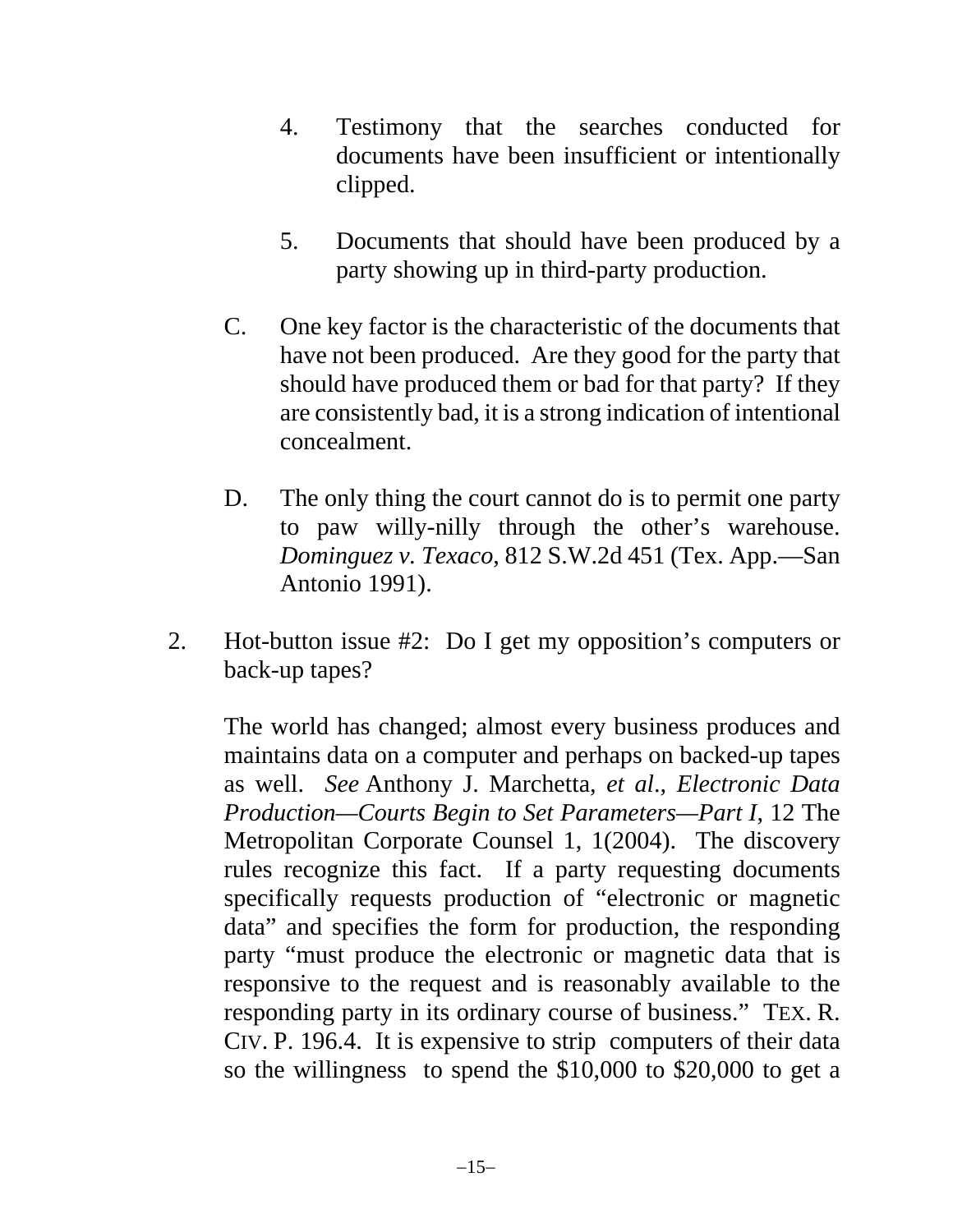4. Testimony that the searches conducted for documents have been insufficient or intentionally clipped.

5. Documents that should have been produced by a party showing up in third-party production.

C. One key factor is the characteristic of the documents that have not been produced. Are they good for the party that should have produced them or bad for that party? If they are consistently bad, it is a strong indication of intentional concealment.

D. The only thing the court cannot do is to permit one party to paw willy-nilly through the other's warehouse. *Dominguez v. Texaco*, 812 S.W.2d 451 (Tex. App.—San Antonio 1991).

2. Hot-button issue #2: Do I get my opposition's computers or back-up tapes?

The world has changed; almost every business produces and maintains data on a computer and perhaps on backed-up tapes as well. *See* Anthony J. Marchetta, *et al*., *Electronic Data Production—Courts Begin to Set Parameters—Part I*, 12 The Metropolitan Corporate Counsel 1, 1(2004). The discovery rules recognize this fact. If a party requesting documents specifically requests production of "electronic or magnetic data" and specifies the form for production, the responding party "must produce the electronic or magnetic data that is responsive to the request and is reasonably available to the responding party in its ordinary course of business." TEX. R. CIV. P. 196.4. It is expensive to strip computers of their data so the willingness to spend the $10,000 to $20,000 to get a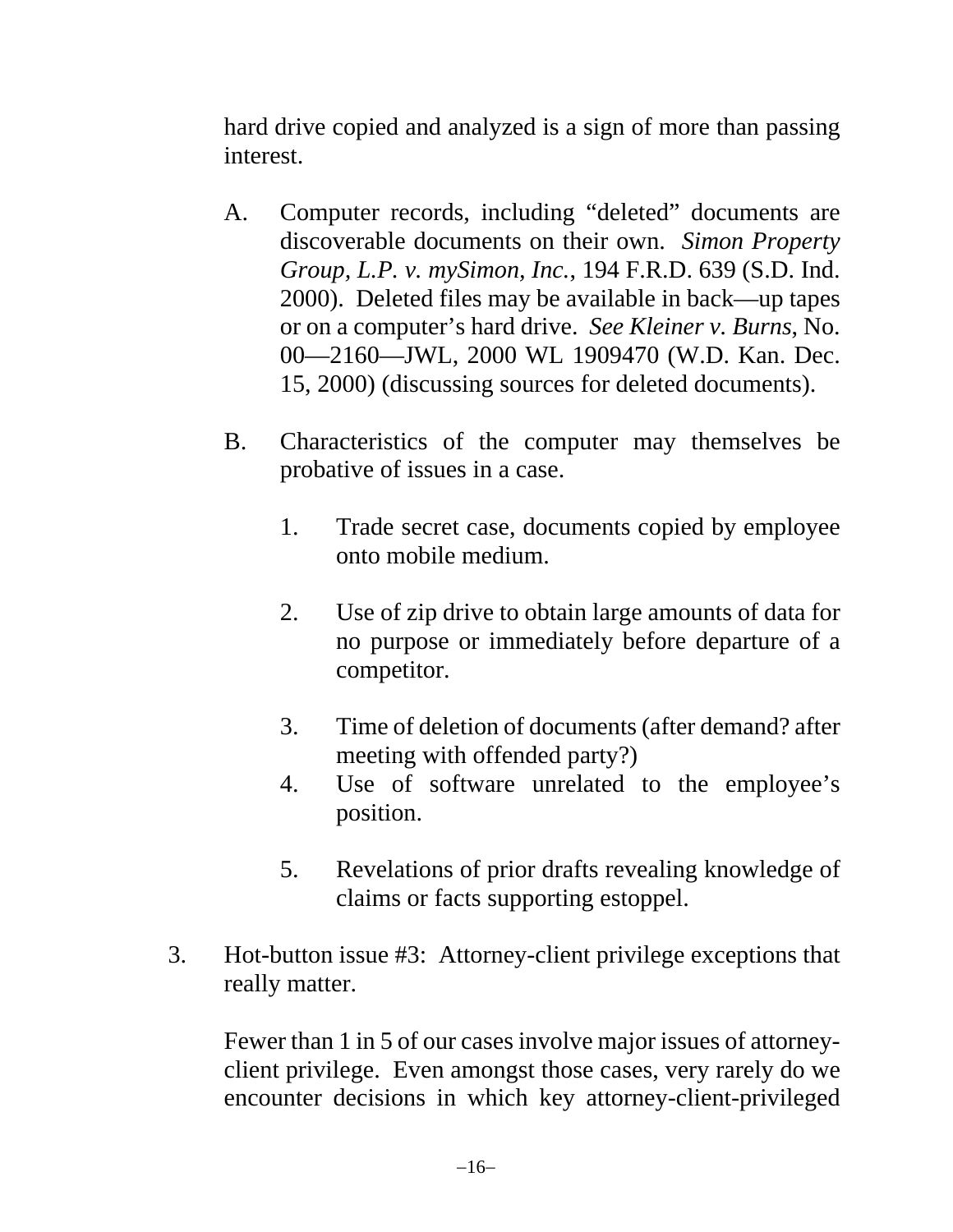hard drive copied and analyzed is a sign of more than passing interest.

A. Computer records, including "deleted" documents are discoverable documents on their own. *Simon Property Group, L.P. v. mySimon, Inc.*, 194 F.R.D. 639 (S.D. Ind. 2000). Deleted files may be available in back—up tapes or on a computer's hard drive. *See Kleiner v. Burns*, No. 00—2160—JWL, 2000 WL 1909470 (W.D. Kan. Dec. 15, 2000) (discussing sources for deleted documents).

B. Characteristics of the computer may themselves be probative of issues in a case.

   1. Trade secret case, documents copied by employee onto mobile medium.

   2. Use of zip drive to obtain large amounts of data for no purpose or immediately before departure of a competitor.

   3. Time of deletion of documents (after demand? after meeting with offended party?)

   4. Use of software unrelated to the employee's position.

   5. Revelations of prior drafts revealing knowledge of claims or facts supporting estoppel.

3. Hot-button issue #3: Attorney-client privilege exceptions that really matter.

Fewer than 1 in 5 of our cases involve major issues of attorney-client privilege. Even amongst those cases, very rarely do we encounter decisions in which key attorney-client-privileged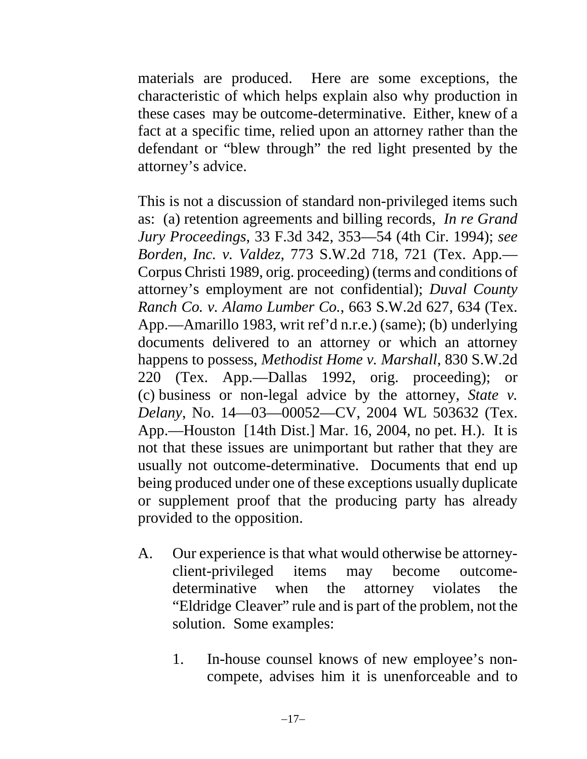materials are produced. Here are some exceptions, the characteristic of which helps explain also why production in these cases may be outcome-determinative. Either, knew of a fact at a specific time, relied upon an attorney rather than the defendant or "blew through" the red light presented by the attorney's advice.

This is not a discussion of standard non-privileged items such as: (a) retention agreements and billing records, *In re Grand Jury Proceedings*, 33 F.3d 342, 353—54 (4th Cir. 1994); *see Borden, Inc. v. Valdez*, 773 S.W.2d 718, 721 (Tex. App.—Corpus Christi 1989, orig. proceeding) (terms and conditions of attorney's employment are not confidential); *Duval County Ranch Co. v. Alamo Lumber Co.*, 663 S.W.2d 627, 634 (Tex. App.—Amarillo 1983, writ ref'd n.r.e.) (same); (b) underlying documents delivered to an attorney or which an attorney happens to possess, *Methodist Home v. Marshall*, 830 S.W.2d 220 (Tex. App.—Dallas 1992, orig. proceeding); or (c) business or non-legal advice by the attorney, *State v. Delany*, No. 14—03—00052—CV, 2004 WL 503632 (Tex. App.—Houston [14th Dist.] Mar. 16, 2004, no pet. H.). It is not that these issues are unimportant but rather that they are usually not outcome-determinative. Documents that end up being produced under one of these exceptions usually duplicate or supplement proof that the producing party has already provided to the opposition.

A. Our experience is that what would otherwise be attorney-client-privileged items may become outcome-determinative when the attorney violates the "Eldridge Cleaver" rule and is part of the problem, not the solution. Some examples:

   1. In-house counsel knows of new employee's non-compete, advises him it is unenforceable and to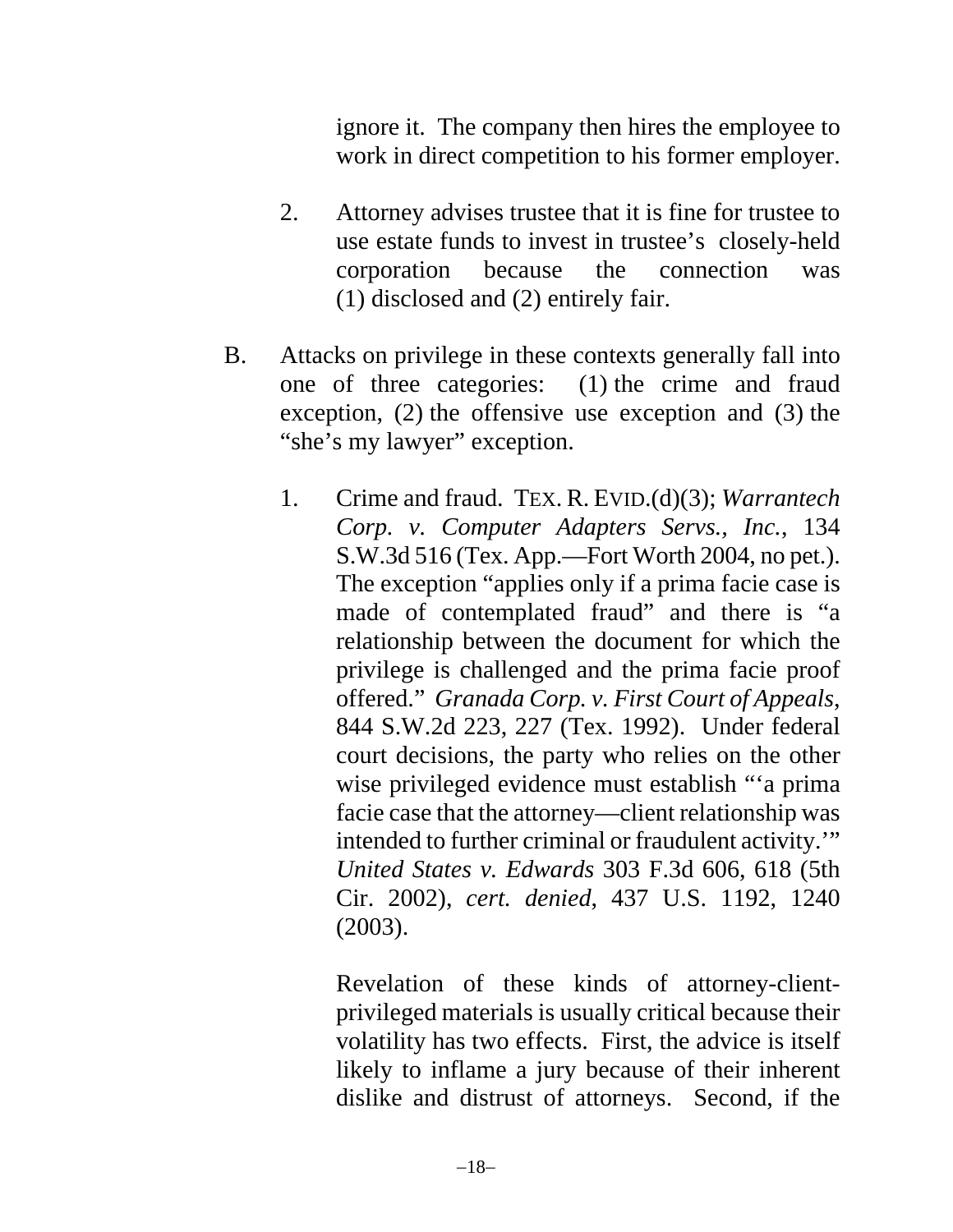ignore it. The company then hires the employee to work in direct competition to his former employer.

2. Attorney advises trustee that it is fine for trustee to use estate funds to invest in trustee's closely-held corporation because the connection was (1) disclosed and (2) entirely fair.

B. Attacks on privilege in these contexts generally fall into one of three categories: (1) the crime and fraud exception, (2) the offensive use exception and (3) the "she's my lawyer" exception.

1. Crime and fraud. TEX. R. EVID.(d)(3); *Warrantech Corp. v. Computer Adapters Servs., Inc.*, 134 S.W.3d 516 (Tex. App.—Fort Worth 2004, no pet.). The exception "applies only if a prima facie case is made of contemplated fraud" and there is "a relationship between the document for which the privilege is challenged and the prima facie proof offered." *Granada Corp. v. First Court of Appeals*, 844 S.W.2d 223, 227 (Tex. 1992). Under federal court decisions, the party who relies on the other wise privileged evidence must establish "'a prima facie case that the attorney—client relationship was intended to further criminal or fraudulent activity.'" *United States v. Edwards* 303 F.3d 606, 618 (5th Cir. 2002), *cert. denied*, 437 U.S. 1192, 1240 (2003).

   Revelation of these kinds of attorney-client-privileged materials is usually critical because their volatility has two effects. First, the advice is itself likely to inflame a jury because of their inherent dislike and distrust of attorneys. Second, if the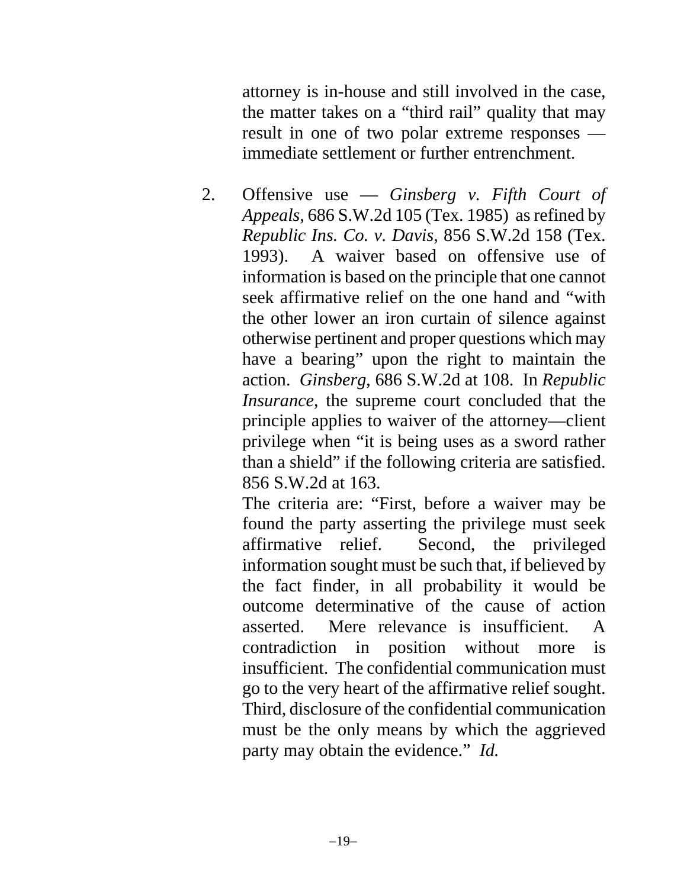attorney is in-house and still involved in the case, the matter takes on a "third rail" quality that may result in one of two polar extreme responses — immediate settlement or further entrenchment.

2. Offensive use — *Ginsberg v. Fifth Court of Appeals*, 686 S.W.2d 105 (Tex. 1985) as refined by *Republic Ins. Co. v. Davis,* 856 S.W.2d 158 (Tex. 1993). A waiver based on offensive use of information is based on the principle that one cannot seek affirmative relief on the one hand and "with the other lower an iron curtain of silence against otherwise pertinent and proper questions which may have a bearing" upon the right to maintain the action. *Ginsberg*, 686 S.W.2d at 108. In *Republic Insurance*, the supreme court concluded that the principle applies to waiver of the attorney—client privilege when "it is being uses as a sword rather than a shield" if the following criteria are satisfied. 856 S.W.2d at 163.

   The criteria are: "First, before a waiver may be found the party asserting the privilege must seek affirmative relief. Second, the privileged information sought must be such that, if believed by the fact finder, in all probability it would be outcome determinative of the cause of action asserted. Mere relevance is insufficient. A contradiction in position without more is insufficient. The confidential communication must go to the very heart of the affirmative relief sought. Third, disclosure of the confidential communication must be the only means by which the aggrieved party may obtain the evidence." *Id.*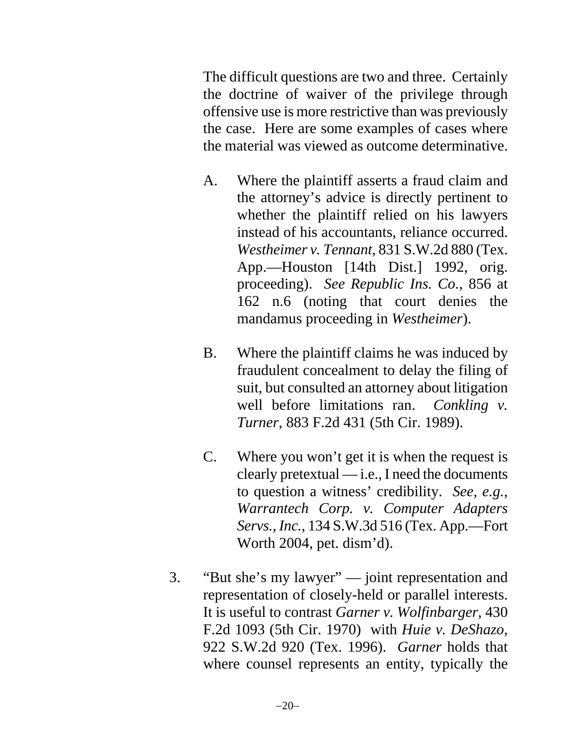The difficult questions are two and three. Certainly the doctrine of waiver of the privilege through offensive use is more restrictive than was previously the case. Here are some examples of cases where the material was viewed as outcome determinative.

A. Where the plaintiff asserts a fraud claim and the attorney's advice is directly pertinent to whether the plaintiff relied on his lawyers instead of his accountants, reliance occurred. *Westheimer v. Tennant*, 831 S.W.2d 880 (Tex. App.—Houston [14th Dist.] 1992, orig. proceeding). *See Republic Ins. Co.*, 856 at 162 n.6 (noting that court denies the mandamus proceeding in *Westheimer*).

B. Where the plaintiff claims he was induced by fraudulent concealment to delay the filing of suit, but consulted an attorney about litigation well before limitations ran. *Conkling v. Turner*, 883 F.2d 431 (5th Cir. 1989).

C. Where you won't get it is when the request is clearly pretextual — i.e., I need the documents to question a witness' credibility. *See, e.g., Warrantech Corp. v. Computer Adapters Servs., Inc.*, 134 S.W.3d 516 (Tex. App.—Fort Worth 2004, pet. dism'd).

3. "But she's my lawyer" — joint representation and representation of closely-held or parallel interests. It is useful to contrast *Garner v. Wolfinbarger*, 430 F.2d 1093 (5th Cir. 1970) with *Huie v. DeShazo*, 922 S.W.2d 920 (Tex. 1996). *Garner* holds that where counsel represents an entity, typically the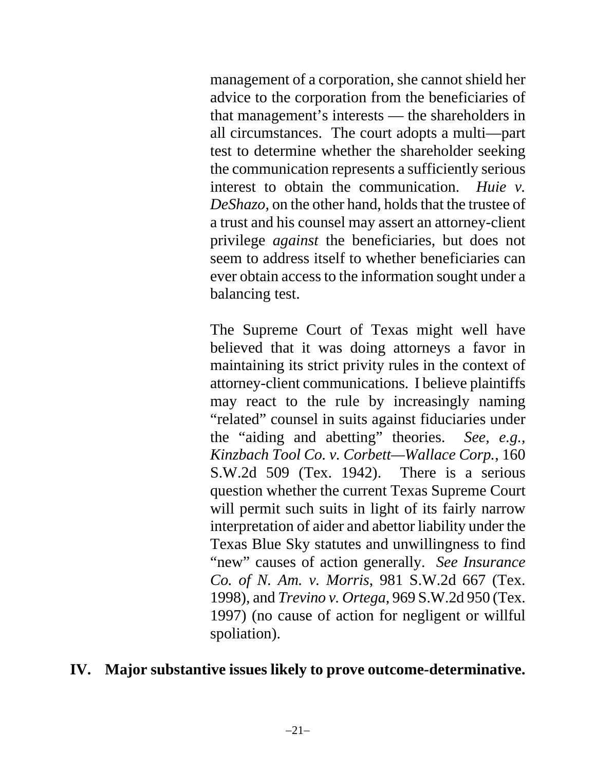management of a corporation, she cannot shield her advice to the corporation from the beneficiaries of that management's interests — the shareholders in all circumstances. The court adopts a multi—part test to determine whether the shareholder seeking the communication represents a sufficiently serious interest to obtain the communication. *Huie v. DeShazo*, on the other hand, holds that the trustee of a trust and his counsel may assert an attorney-client privilege *against* the beneficiaries, but does not seem to address itself to whether beneficiaries can ever obtain access to the information sought under a balancing test.

The Supreme Court of Texas might well have believed that it was doing attorneys a favor in maintaining its strict privity rules in the context of attorney-client communications. I believe plaintiffs may react to the rule by increasingly naming "related" counsel in suits against fiduciaries under the "aiding and abetting" theories. *See, e.g.*, *Kinzbach Tool Co. v. Corbett—Wallace Corp.*, 160 S.W.2d 509 (Tex. 1942). There is a serious question whether the current Texas Supreme Court will permit such suits in light of its fairly narrow interpretation of aider and abettor liability under the Texas Blue Sky statutes and unwillingness to find "new" causes of action generally. *See Insurance Co. of N. Am. v. Morris*, 981 S.W.2d 667 (Tex. 1998), and *Trevino v. Ortega*, 969 S.W.2d 950 (Tex. 1997) (no cause of action for negligent or willful spoliation).

## IV. Major substantive issues likely to prove outcome-determinative.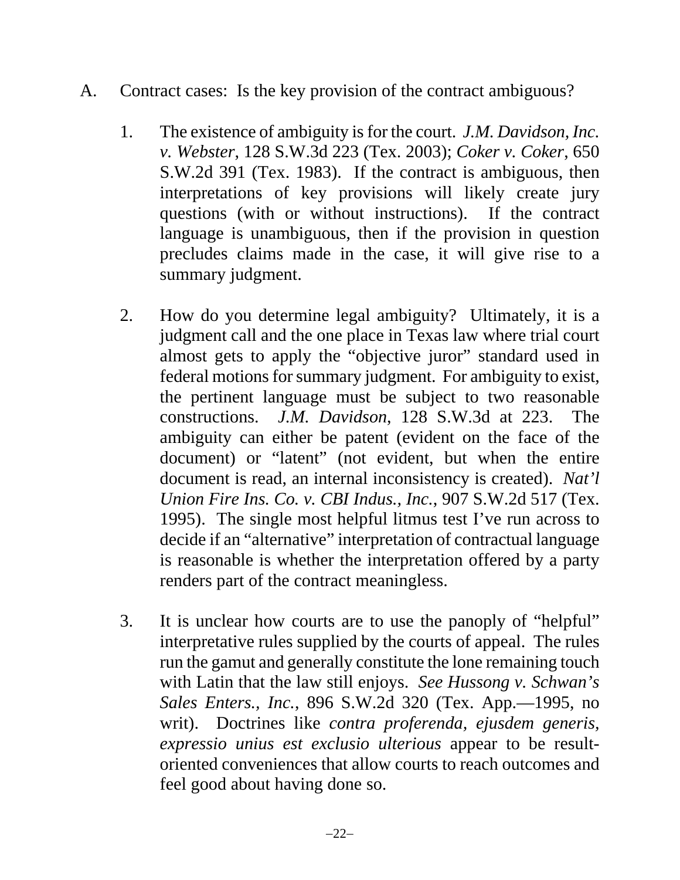A. Contract cases: Is the key provision of the contract ambiguous?

1. The existence of ambiguity is for the court. *J.M. Davidson, Inc. v. Webster*, 128 S.W.3d 223 (Tex. 2003); *Coker v. Coker*, 650 S.W.2d 391 (Tex. 1983). If the contract is ambiguous, then interpretations of key provisions will likely create jury questions (with or without instructions). If the contract language is unambiguous, then if the provision in question precludes claims made in the case, it will give rise to a summary judgment.

2. How do you determine legal ambiguity? Ultimately, it is a judgment call and the one place in Texas law where trial court almost gets to apply the "objective juror" standard used in federal motions for summary judgment. For ambiguity to exist, the pertinent language must be subject to two reasonable constructions. *J.M. Davidson*, 128 S.W.3d at 223. The ambiguity can either be patent (evident on the face of the document) or "latent" (not evident, but when the entire document is read, an internal inconsistency is created). *Nat'l Union Fire Ins. Co. v. CBI Indus., Inc.*, 907 S.W.2d 517 (Tex. 1995). The single most helpful litmus test I've run across to decide if an "alternative" interpretation of contractual language is reasonable is whether the interpretation offered by a party renders part of the contract meaningless.

3. It is unclear how courts are to use the panoply of "helpful" interpretative rules supplied by the courts of appeal. The rules run the gamut and generally constitute the lone remaining touch with Latin that the law still enjoys. *See Hussong v. Schwan's Sales Enters., Inc.*, 896 S.W.2d 320 (Tex. App.—1995, no writ). Doctrines like *contra proferenda, ejusdem generis, expressio unius est exclusio ulterious* appear to be result-oriented conveniences that allow courts to reach outcomes and feel good about having done so.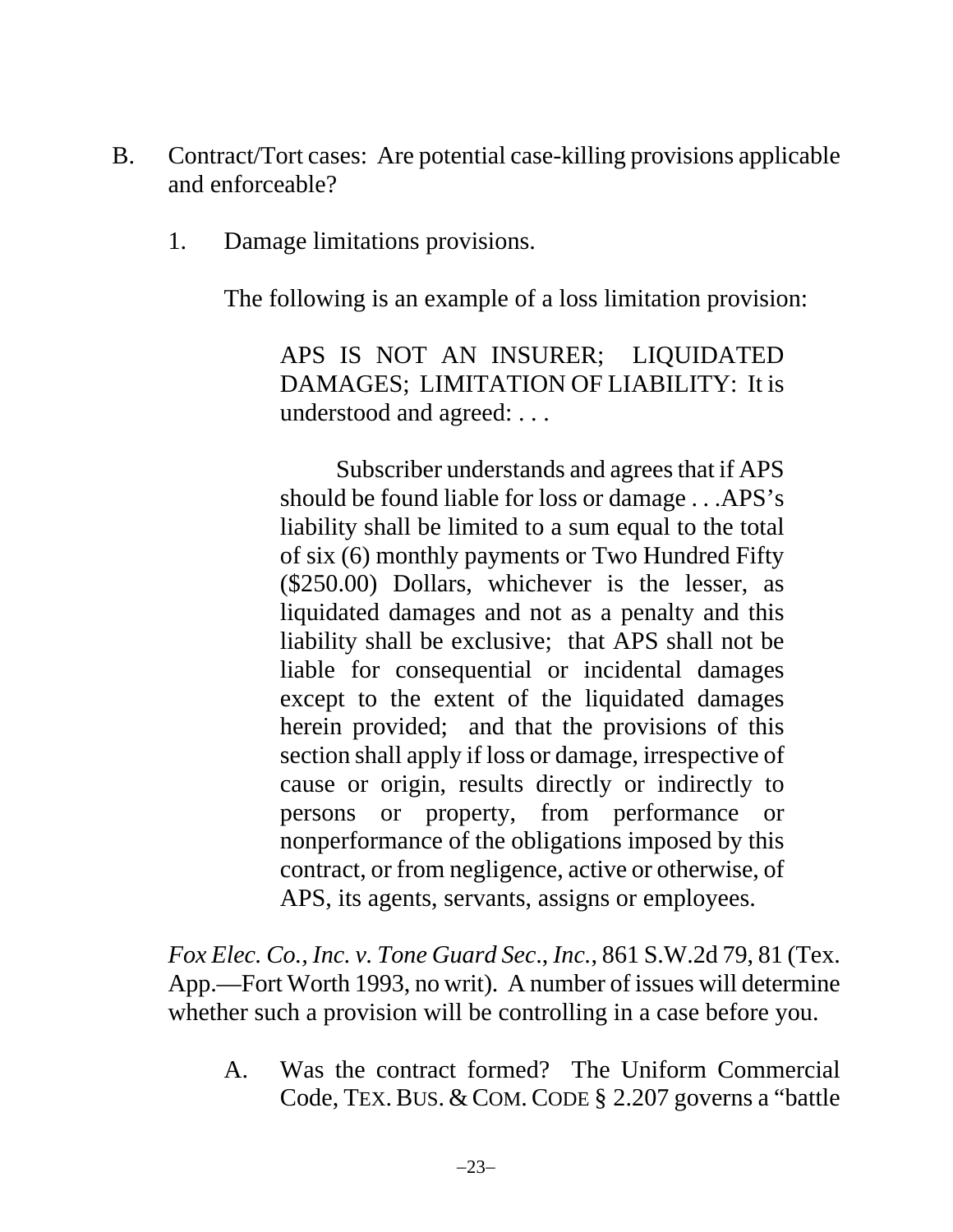B. Contract/Tort cases: Are potential case-killing provisions applicable and enforceable?

1. Damage limitations provisions.

   The following is an example of a loss limitation provision:

   > APS IS NOT AN INSURER; LIQUIDATED DAMAGES; LIMITATION OF LIABILITY: It is understood and agreed: . . .
   >
   > Subscriber understands and agrees that if APS should be found liable for loss or damage . . .APS's liability shall be limited to a sum equal to the total of six (6) monthly payments or Two Hundred Fifty ($250.00) Dollars, whichever is the lesser, as liquidated damages and not as a penalty and this liability shall be exclusive; that APS shall not be liable for consequential or incidental damages except to the extent of the liquidated damages herein provided; and that the provisions of this section shall apply if loss or damage, irrespective of cause or origin, results directly or indirectly to persons or property, from performance or nonperformance of the obligations imposed by this contract, or from negligence, active or otherwise, of APS, its agents, servants, assigns or employees.

   *Fox Elec. Co., Inc. v. Tone Guard Sec., Inc.*, 861 S.W.2d 79, 81 (Tex. App.—Fort Worth 1993, no writ). A number of issues will determine whether such a provision will be controlling in a case before you.

   A. Was the contract formed? The Uniform Commercial Code, TEX. BUS. & COM. CODE § 2.207 governs a "battle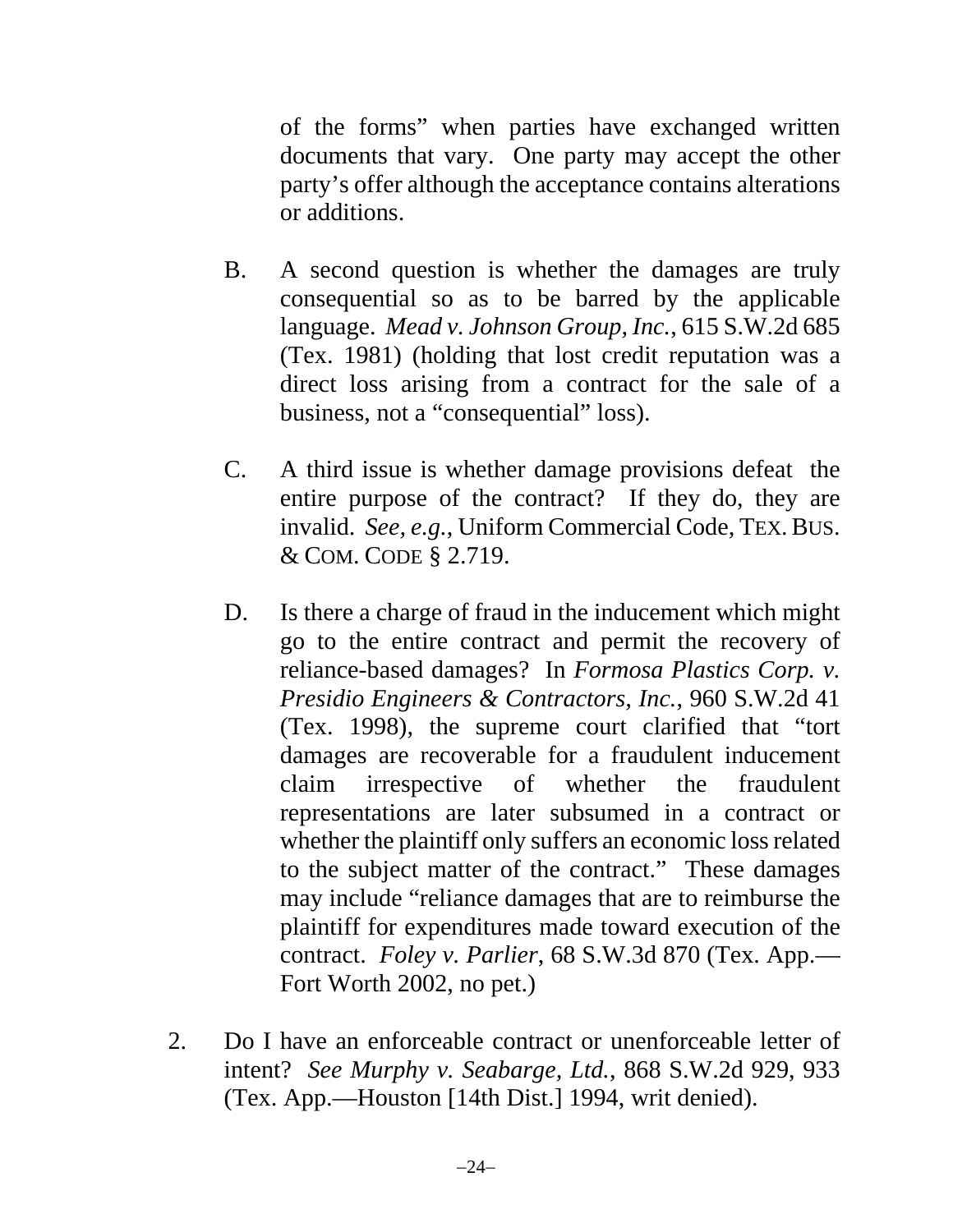of the forms" when parties have exchanged written documents that vary. One party may accept the other party's offer although the acceptance contains alterations or additions.

B. A second question is whether the damages are truly consequential so as to be barred by the applicable language. *Mead v. Johnson Group, Inc.*, 615 S.W.2d 685 (Tex. 1981) (holding that lost credit reputation was a direct loss arising from a contract for the sale of a business, not a "consequential" loss).

C. A third issue is whether damage provisions defeat the entire purpose of the contract? If they do, they are invalid. *See, e.g.*, Uniform Commercial Code, TEX. BUS. & COM. CODE § 2.719.

D. Is there a charge of fraud in the inducement which might go to the entire contract and permit the recovery of reliance-based damages? In *Formosa Plastics Corp. v. Presidio Engineers & Contractors, Inc.*, 960 S.W.2d 41 (Tex. 1998), the supreme court clarified that "tort damages are recoverable for a fraudulent inducement claim irrespective of whether the fraudulent representations are later subsumed in a contract or whether the plaintiff only suffers an economic loss related to the subject matter of the contract." These damages may include "reliance damages that are to reimburse the plaintiff for expenditures made toward execution of the contract. *Foley v. Parlier*, 68 S.W.3d 870 (Tex. App.—Fort Worth 2002, no pet.)

2. Do I have an enforceable contract or unenforceable letter of intent? *See Murphy v. Seabarge, Ltd.*, 868 S.W.2d 929, 933 (Tex. App.—Houston [14th Dist.] 1994, writ denied).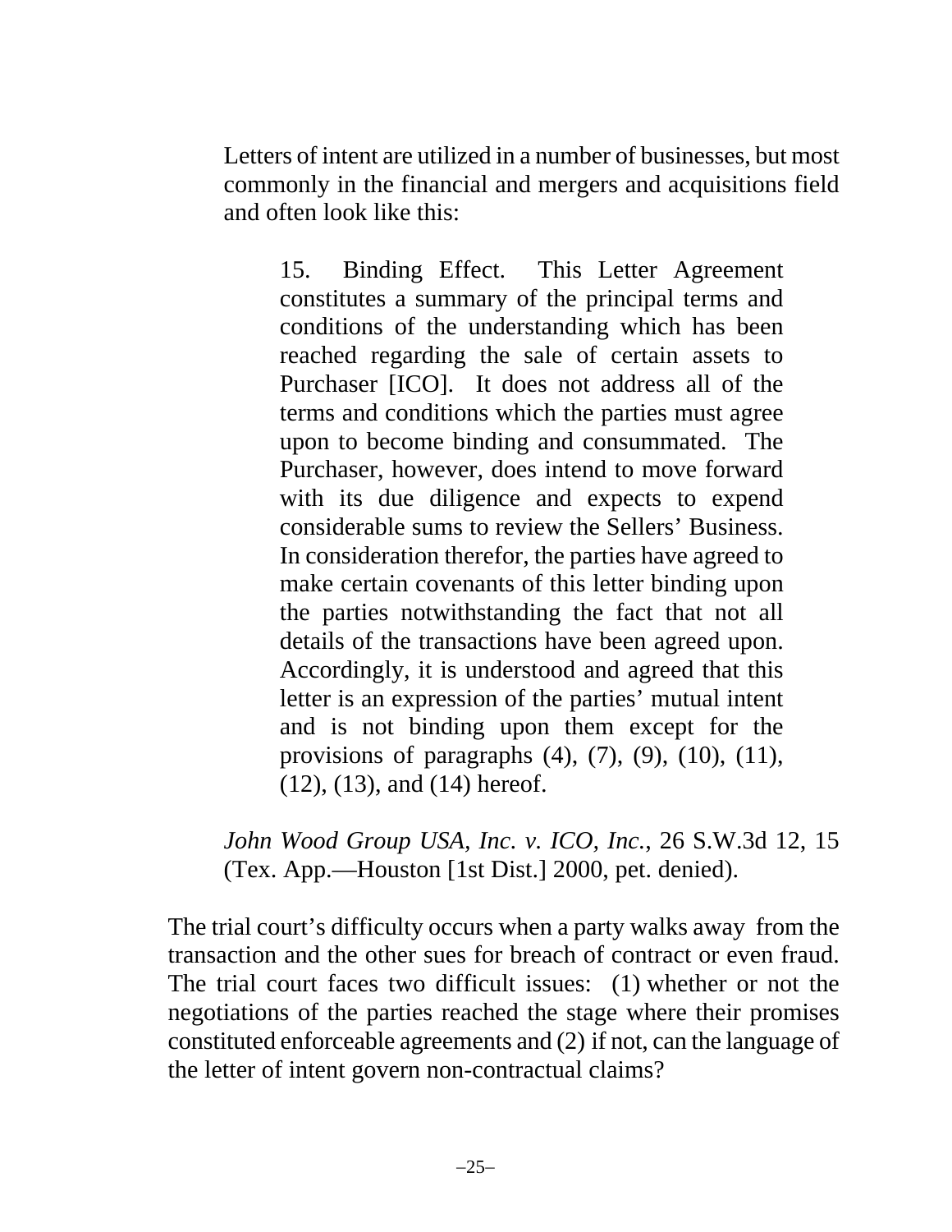> Letters of intent are utilized in a number of businesses, but most commonly in the financial and mergers and acquisitions field and often look like this:
>
> > 15. Binding Effect. This Letter Agreement constitutes a summary of the principal terms and conditions of the understanding which has been reached regarding the sale of certain assets to Purchaser [ICO]. It does not address all of the terms and conditions which the parties must agree upon to become binding and consummated. The Purchaser, however, does intend to move forward with its due diligence and expects to expend considerable sums to review the Sellers' Business. In consideration therefor, the parties have agreed to make certain covenants of this letter binding upon the parties notwithstanding the fact that not all details of the transactions have been agreed upon. Accordingly, it is understood and agreed that this letter is an expression of the parties' mutual intent and is not binding upon them except for the provisions of paragraphs (4), (7), (9), (10), (11), (12), (13), and (14) hereof.
>
> *John Wood Group USA, Inc. v. ICO, Inc.*, 26 S.W.3d 12, 15 (Tex. App.—Houston [1st Dist.] 2000, pet. denied).

The trial court's difficulty occurs when a party walks away from the transaction and the other sues for breach of contract or even fraud. The trial court faces two difficult issues: (1) whether or not the negotiations of the parties reached the stage where their promises constituted enforceable agreements and (2) if not, can the language of the letter of intent govern non-contractual claims?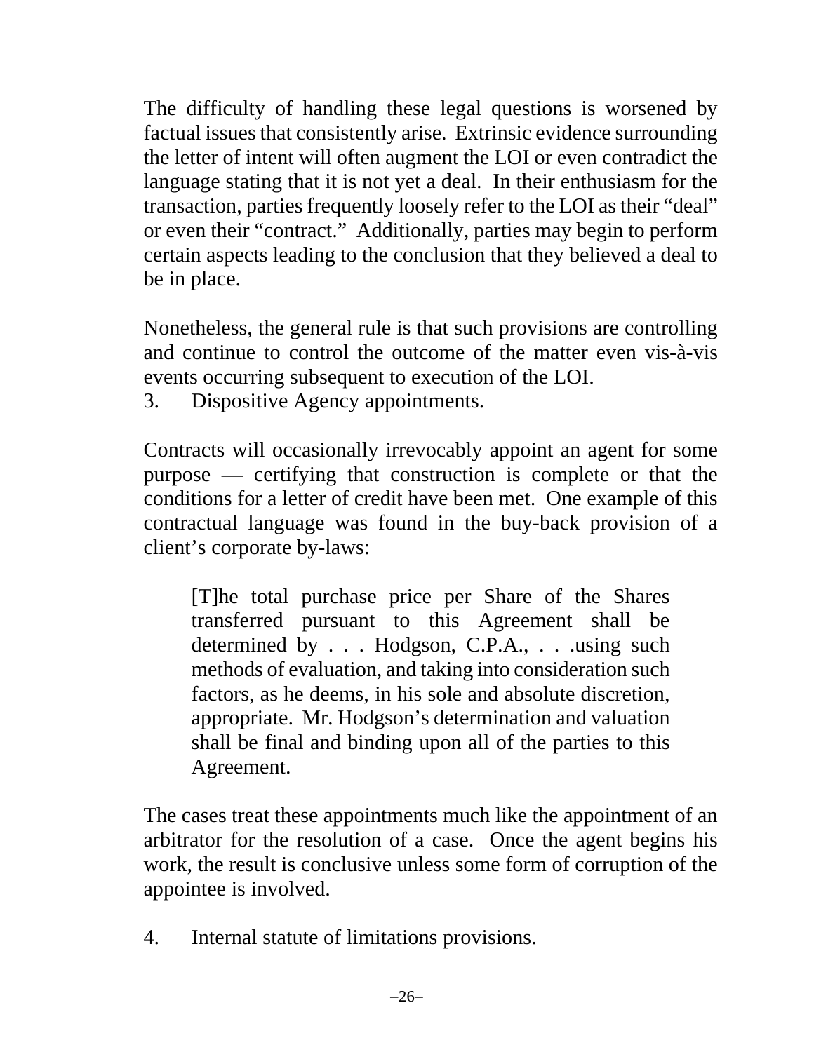The difficulty of handling these legal questions is worsened by factual issues that consistently arise. Extrinsic evidence surrounding the letter of intent will often augment the LOI or even contradict the language stating that it is not yet a deal. In their enthusiasm for the transaction, parties frequently loosely refer to the LOI as their "deal" or even their "contract." Additionally, parties may begin to perform certain aspects leading to the conclusion that they believed a deal to be in place.

Nonetheless, the general rule is that such provisions are controlling and continue to control the outcome of the matter even vis-à-vis events occurring subsequent to execution of the LOI.

3. Dispositive Agency appointments.

Contracts will occasionally irrevocably appoint an agent for some purpose — certifying that construction is complete or that the conditions for a letter of credit have been met. One example of this contractual language was found in the buy-back provision of a client's corporate by-laws:

> [T]he total purchase price per Share of the Shares transferred pursuant to this Agreement shall be determined by . . . Hodgson, C.P.A., . . .using such methods of evaluation, and taking into consideration such factors, as he deems, in his sole and absolute discretion, appropriate. Mr. Hodgson's determination and valuation shall be final and binding upon all of the parties to this Agreement.

The cases treat these appointments much like the appointment of an arbitrator for the resolution of a case. Once the agent begins his work, the result is conclusive unless some form of corruption of the appointee is involved.

4. Internal statute of limitations provisions.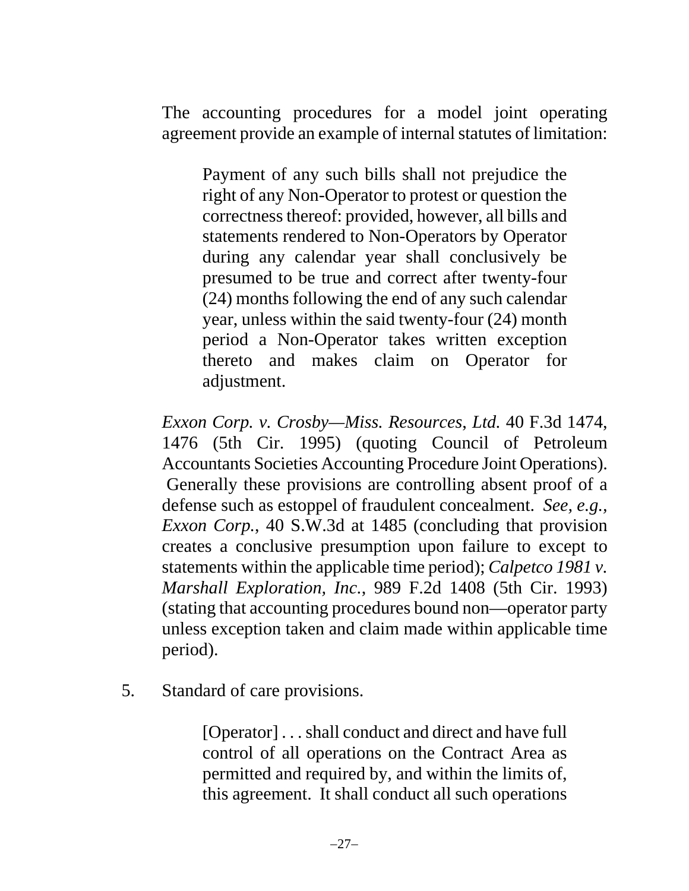The accounting procedures for a model joint operating agreement provide an example of internal statutes of limitation:

> Payment of any such bills shall not prejudice the right of any Non-Operator to protest or question the correctness thereof: provided, however, all bills and statements rendered to Non-Operators by Operator during any calendar year shall conclusively be presumed to be true and correct after twenty-four (24) months following the end of any such calendar year, unless within the said twenty-four (24) month period a Non-Operator takes written exception thereto and makes claim on Operator for adjustment.

*Exxon Corp. v. Crosby—Miss. Resources, Ltd.* 40 F.3d 1474, 1476 (5th Cir. 1995) (quoting Council of Petroleum Accountants Societies Accounting Procedure Joint Operations). Generally these provisions are controlling absent proof of a defense such as estoppel of fraudulent concealment. *See, e.g.*, *Exxon Corp.*, 40 S.W.3d at 1485 (concluding that provision creates a conclusive presumption upon failure to except to statements within the applicable time period); *Calpetco 1981 v. Marshall Exploration, Inc.*, 989 F.2d 1408 (5th Cir. 1993) (stating that accounting procedures bound non—operator party unless exception taken and claim made within applicable time period).

5. Standard of care provisions.

> [Operator] . . . shall conduct and direct and have full control of all operations on the Contract Area as permitted and required by, and within the limits of, this agreement. It shall conduct all such operations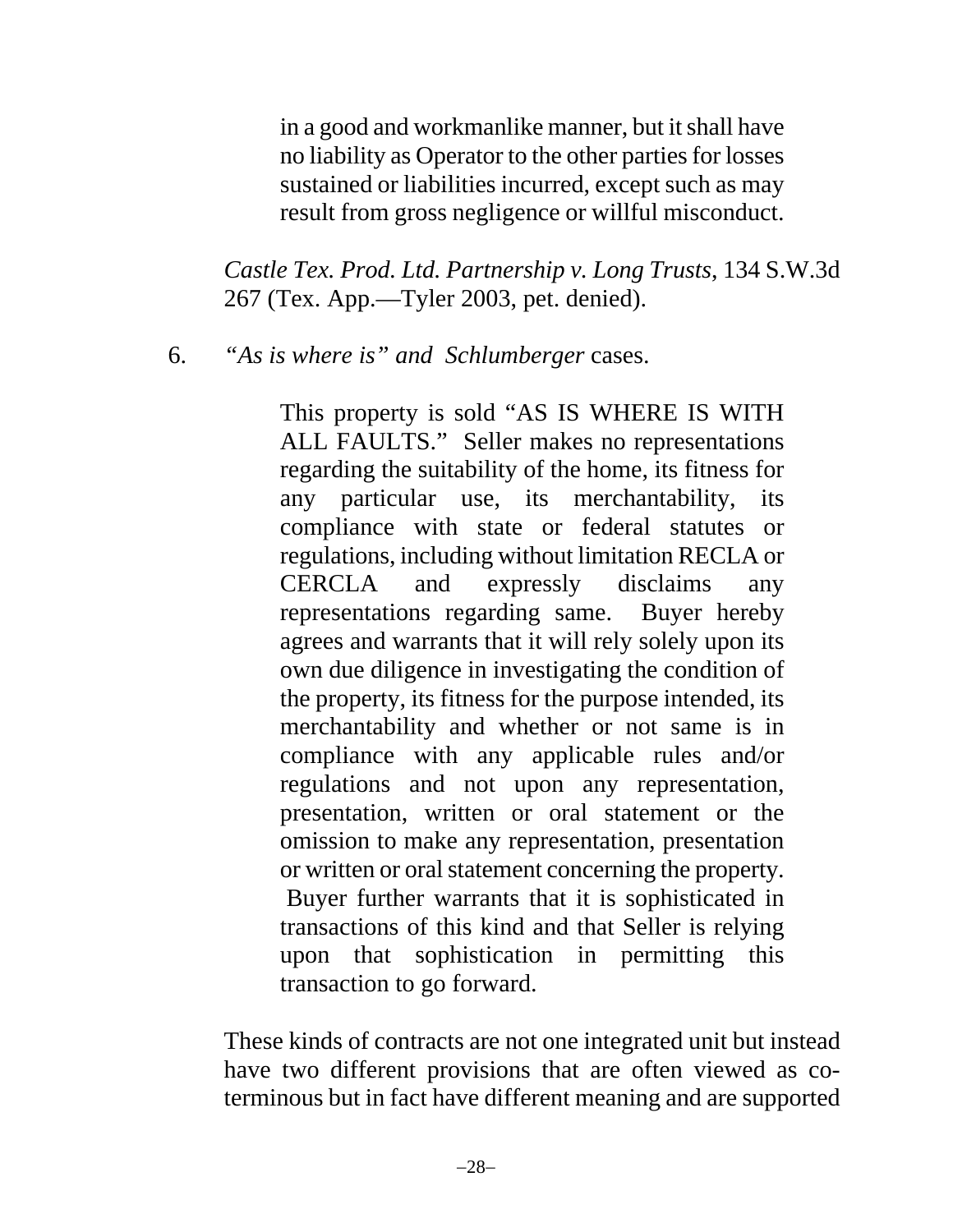> in a good and workmanlike manner, but it shall have no liability as Operator to the other parties for losses sustained or liabilities incurred, except such as may result from gross negligence or willful misconduct.

*Castle Tex. Prod. Ltd. Partnership v. Long Trusts*, 134 S.W.3d 267 (Tex. App.—Tyler 2003, pet. denied).

6. *"As is where is" and Schlumberger* cases.

> This property is sold "AS IS WHERE IS WITH ALL FAULTS." Seller makes no representations regarding the suitability of the home, its fitness for any particular use, its merchantability, its compliance with state or federal statutes or regulations, including without limitation RECLA or CERCLA and expressly disclaims any representations regarding same. Buyer hereby agrees and warrants that it will rely solely upon its own due diligence in investigating the condition of the property, its fitness for the purpose intended, its merchantability and whether or not same is in compliance with any applicable rules and/or regulations and not upon any representation, presentation, written or oral statement or the omission to make any representation, presentation or written or oral statement concerning the property. Buyer further warrants that it is sophisticated in transactions of this kind and that Seller is relying upon that sophistication in permitting this transaction to go forward.

These kinds of contracts are not one integrated unit but instead have two different provisions that are often viewed as co-terminous but in fact have different meaning and are supported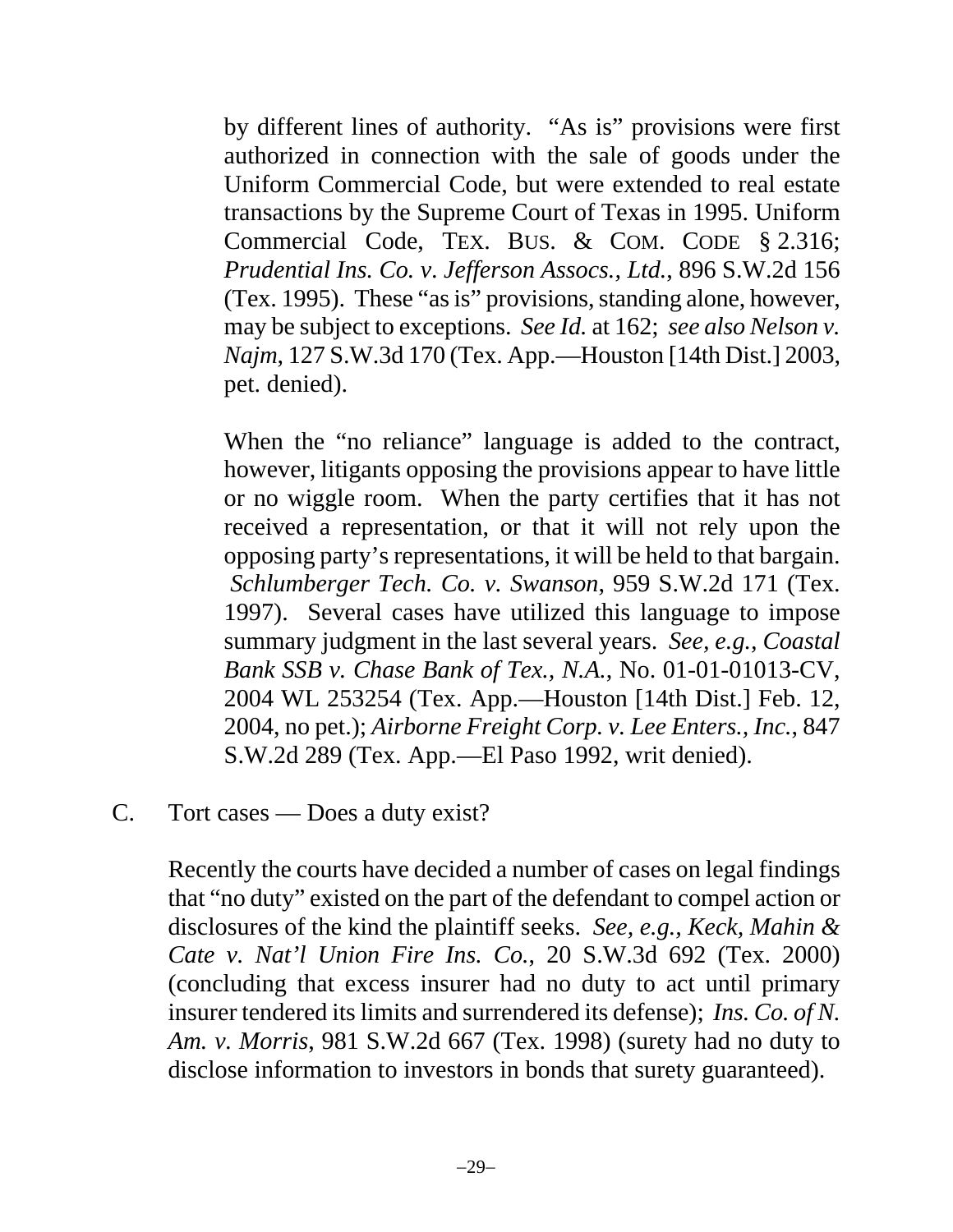by different lines of authority. "As is" provisions were first authorized in connection with the sale of goods under the Uniform Commercial Code, but were extended to real estate transactions by the Supreme Court of Texas in 1995. Uniform Commercial Code, TEX. BUS. & COM. CODE § 2.316; *Prudential Ins. Co. v. Jefferson Assocs., Ltd.*, 896 S.W.2d 156 (Tex. 1995). These "as is" provisions, standing alone, however, may be subject to exceptions. *See Id.* at 162; *see also Nelson v. Najm*, 127 S.W.3d 170 (Tex. App.—Houston [14th Dist.] 2003, pet. denied).

When the "no reliance" language is added to the contract, however, litigants opposing the provisions appear to have little or no wiggle room. When the party certifies that it has not received a representation, or that it will not rely upon the opposing party's representations, it will be held to that bargain. *Schlumberger Tech. Co. v. Swanson*, 959 S.W.2d 171 (Tex. 1997). Several cases have utilized this language to impose summary judgment in the last several years. *See, e.g., Coastal Bank SSB v. Chase Bank of Tex., N.A.*, No. 01-01-01013-CV, 2004 WL 253254 (Tex. App.—Houston [14th Dist.] Feb. 12, 2004, no pet.); *Airborne Freight Corp. v. Lee Enters., Inc.*, 847 S.W.2d 289 (Tex. App.—El Paso 1992, writ denied).

C. Tort cases — Does a duty exist?

Recently the courts have decided a number of cases on legal findings that "no duty" existed on the part of the defendant to compel action or disclosures of the kind the plaintiff seeks. *See, e.g., Keck, Mahin & Cate v. Nat'l Union Fire Ins. Co.*, 20 S.W.3d 692 (Tex. 2000) (concluding that excess insurer had no duty to act until primary insurer tendered its limits and surrendered its defense); *Ins. Co. of N. Am. v. Morris*, 981 S.W.2d 667 (Tex. 1998) (surety had no duty to disclose information to investors in bonds that surety guaranteed).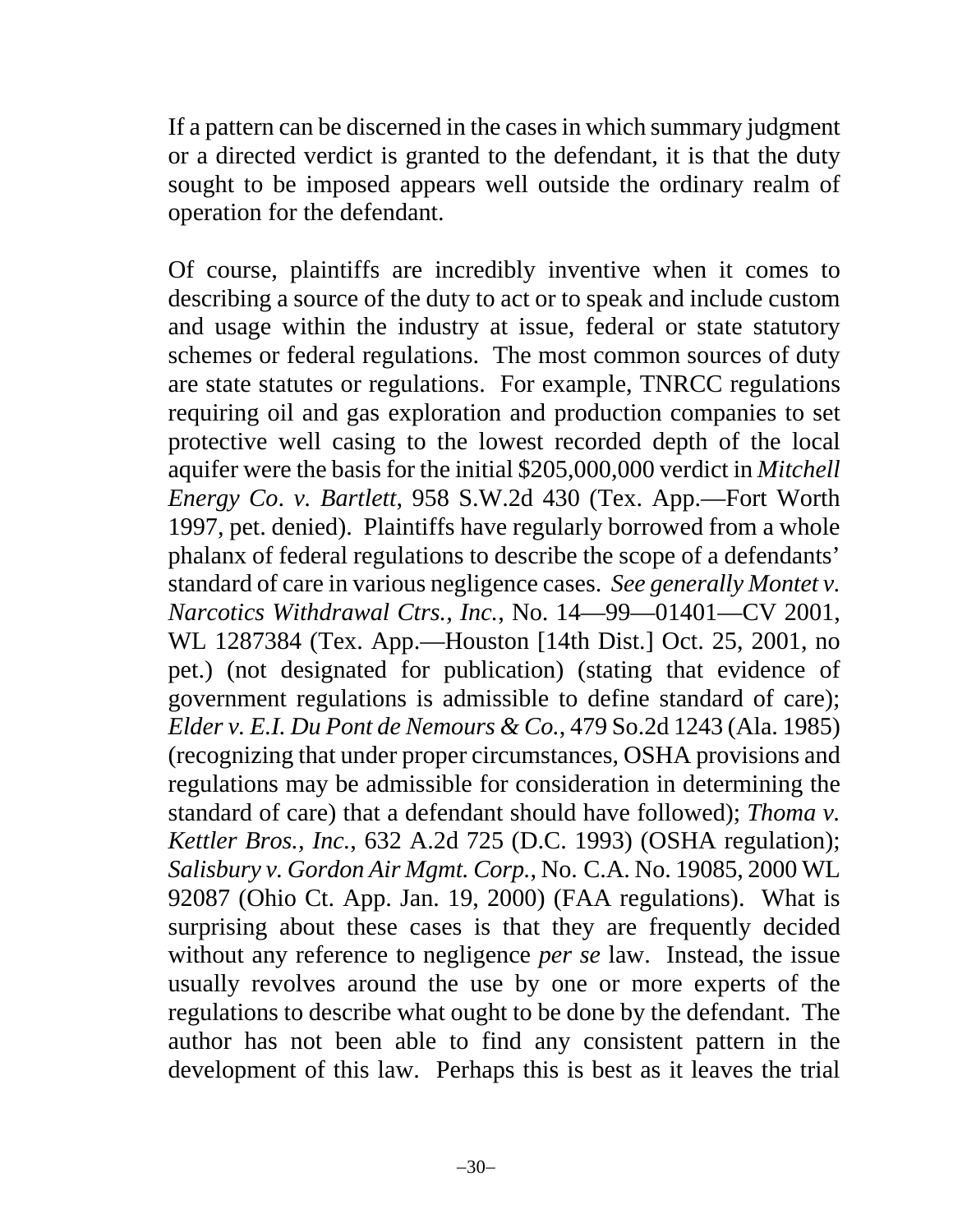If a pattern can be discerned in the cases in which summary judgment or a directed verdict is granted to the defendant, it is that the duty sought to be imposed appears well outside the ordinary realm of operation for the defendant.

Of course, plaintiffs are incredibly inventive when it comes to describing a source of the duty to act or to speak and include custom and usage within the industry at issue, federal or state statutory schemes or federal regulations. The most common sources of duty are state statutes or regulations. For example, TNRCC regulations requiring oil and gas exploration and production companies to set protective well casing to the lowest recorded depth of the local aquifer were the basis for the initial $205,000,000 verdict in *Mitchell Energy Co. v. Bartlett*, 958 S.W.2d 430 (Tex. App.—Fort Worth 1997, pet. denied). Plaintiffs have regularly borrowed from a whole phalanx of federal regulations to describe the scope of a defendants' standard of care in various negligence cases. *See generally Montet v. Narcotics Withdrawal Ctrs., Inc.*, No. 14—99—01401—CV 2001, WL 1287384 (Tex. App.—Houston [14th Dist.] Oct. 25, 2001, no pet.) (not designated for publication) (stating that evidence of government regulations is admissible to define standard of care); *Elder v. E.I. Du Pont de Nemours & Co.*, 479 So.2d 1243 (Ala. 1985) (recognizing that under proper circumstances, OSHA provisions and regulations may be admissible for consideration in determining the standard of care) that a defendant should have followed); *Thoma v. Kettler Bros., Inc.*, 632 A.2d 725 (D.C. 1993) (OSHA regulation); *Salisbury v. Gordon Air Mgmt. Corp.*, No. C.A. No. 19085, 2000 WL 92087 (Ohio Ct. App. Jan. 19, 2000) (FAA regulations). What is surprising about these cases is that they are frequently decided without any reference to negligence *per se* law. Instead, the issue usually revolves around the use by one or more experts of the regulations to describe what ought to be done by the defendant. The author has not been able to find any consistent pattern in the development of this law. Perhaps this is best as it leaves the trial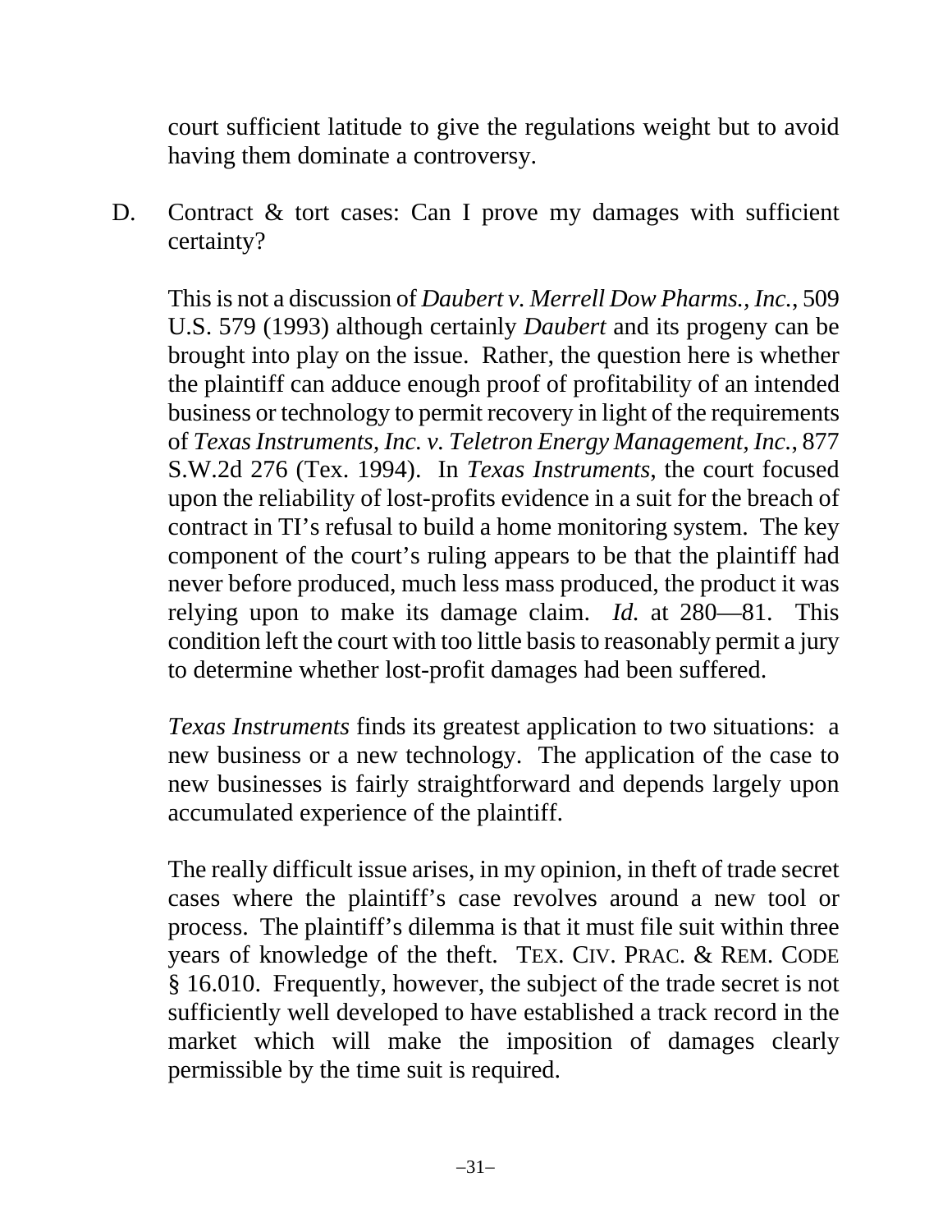court sufficient latitude to give the regulations weight but to avoid having them dominate a controversy.

D. Contract & tort cases: Can I prove my damages with sufficient certainty?

This is not a discussion of *Daubert v. Merrell Dow Pharms., Inc.*, 509 U.S. 579 (1993) although certainly *Daubert* and its progeny can be brought into play on the issue. Rather, the question here is whether the plaintiff can adduce enough proof of profitability of an intended business or technology to permit recovery in light of the requirements of *Texas Instruments, Inc. v. Teletron Energy Management, Inc.*, 877 S.W.2d 276 (Tex. 1994). In *Texas Instruments*, the court focused upon the reliability of lost-profits evidence in a suit for the breach of contract in TI's refusal to build a home monitoring system. The key component of the court's ruling appears to be that the plaintiff had never before produced, much less mass produced, the product it was relying upon to make its damage claim. *Id.* at 280—81. This condition left the court with too little basis to reasonably permit a jury to determine whether lost-profit damages had been suffered.

*Texas Instruments* finds its greatest application to two situations: a new business or a new technology. The application of the case to new businesses is fairly straightforward and depends largely upon accumulated experience of the plaintiff.

The really difficult issue arises, in my opinion, in theft of trade secret cases where the plaintiff's case revolves around a new tool or process. The plaintiff's dilemma is that it must file suit within three years of knowledge of the theft. TEX. CIV. PRAC. & REM. CODE § 16.010. Frequently, however, the subject of the trade secret is not sufficiently well developed to have established a track record in the market which will make the imposition of damages clearly permissible by the time suit is required.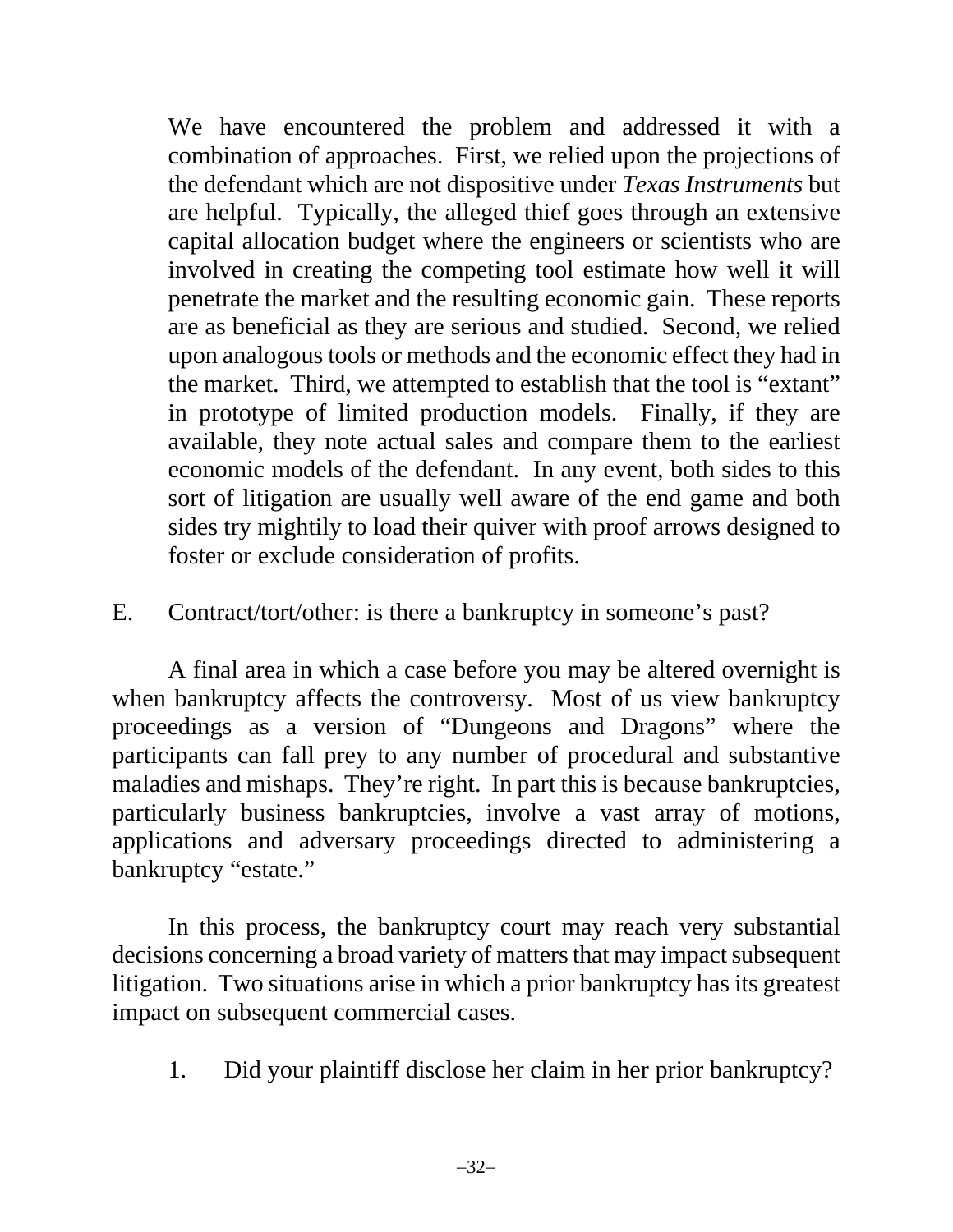> We have encountered the problem and addressed it with a combination of approaches. First, we relied upon the projections of the defendant which are not dispositive under *Texas Instruments* but are helpful. Typically, the alleged thief goes through an extensive capital allocation budget where the engineers or scientists who are involved in creating the competing tool estimate how well it will penetrate the market and the resulting economic gain. These reports are as beneficial as they are serious and studied. Second, we relied upon analogous tools or methods and the economic effect they had in the market. Third, we attempted to establish that the tool is "extant" in prototype of limited production models. Finally, if they are available, they note actual sales and compare them to the earliest economic models of the defendant. In any event, both sides to this sort of litigation are usually well aware of the end game and both sides try mightily to load their quiver with proof arrows designed to foster or exclude consideration of profits.

E. Contract/tort/other: is there a bankruptcy in someone's past?

A final area in which a case before you may be altered overnight is when bankruptcy affects the controversy. Most of us view bankruptcy proceedings as a version of "Dungeons and Dragons" where the participants can fall prey to any number of procedural and substantive maladies and mishaps. They're right. In part this is because bankruptcies, particularly business bankruptcies, involve a vast array of motions, applications and adversary proceedings directed to administering a bankruptcy "estate."

In this process, the bankruptcy court may reach very substantial decisions concerning a broad variety of matters that may impact subsequent litigation. Two situations arise in which a prior bankruptcy has its greatest impact on subsequent commercial cases.

1. Did your plaintiff disclose her claim in her prior bankruptcy?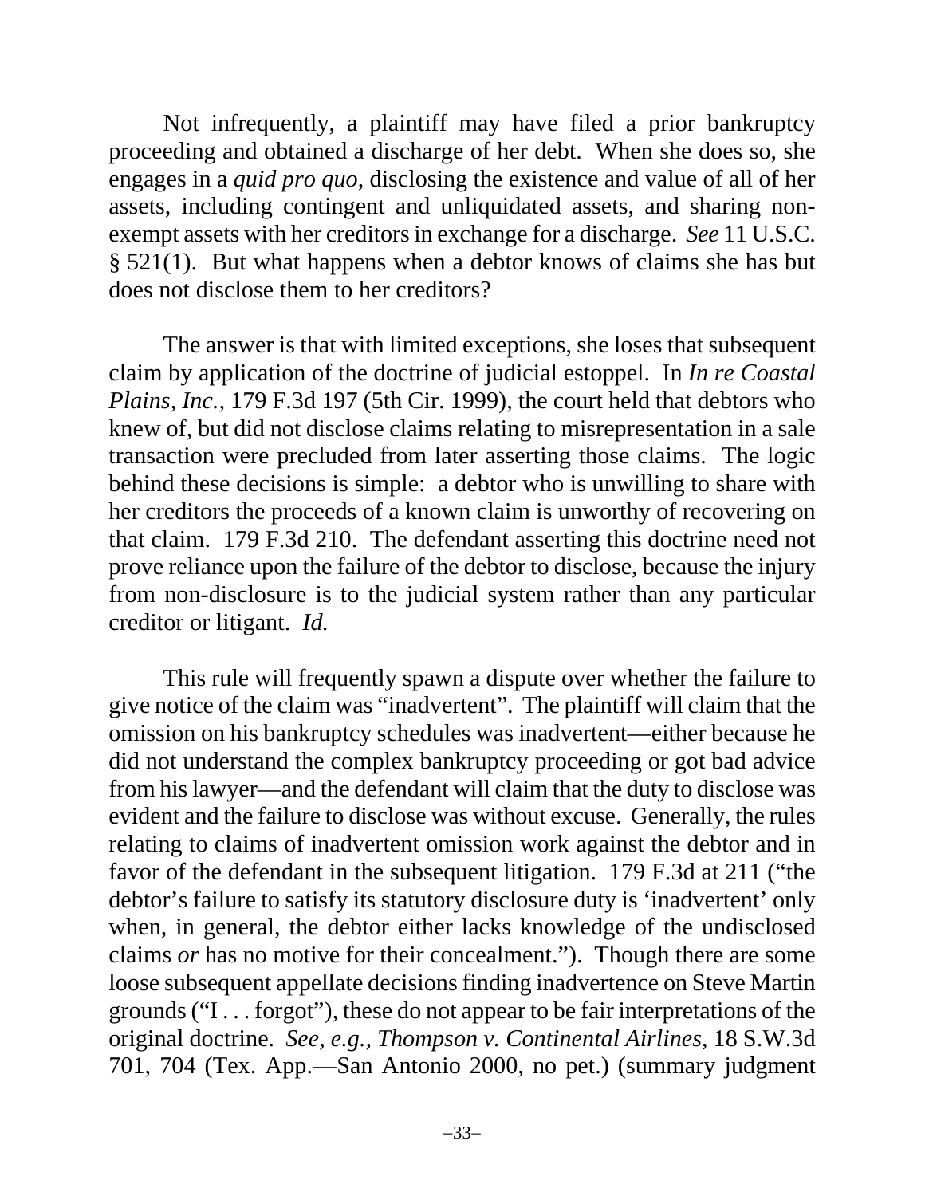Not infrequently, a plaintiff may have filed a prior bankruptcy proceeding and obtained a discharge of her debt. When she does so, she engages in a *quid pro quo*, disclosing the existence and value of all of her assets, including contingent and unliquidated assets, and sharing non-exempt assets with her creditors in exchange for a discharge. *See* 11 U.S.C. § 521(1). But what happens when a debtor knows of claims she has but does not disclose them to her creditors?

The answer is that with limited exceptions, she loses that subsequent claim by application of the doctrine of judicial estoppel. In *In re Coastal Plains, Inc.*, 179 F.3d 197 (5th Cir. 1999), the court held that debtors who knew of, but did not disclose claims relating to misrepresentation in a sale transaction were precluded from later asserting those claims. The logic behind these decisions is simple: a debtor who is unwilling to share with her creditors the proceeds of a known claim is unworthy of recovering on that claim. 179 F.3d 210. The defendant asserting this doctrine need not prove reliance upon the failure of the debtor to disclose, because the injury from non-disclosure is to the judicial system rather than any particular creditor or litigant. *Id.*

This rule will frequently spawn a dispute over whether the failure to give notice of the claim was "inadvertent". The plaintiff will claim that the omission on his bankruptcy schedules was inadvertent—either because he did not understand the complex bankruptcy proceeding or got bad advice from his lawyer—and the defendant will claim that the duty to disclose was evident and the failure to disclose was without excuse. Generally, the rules relating to claims of inadvertent omission work against the debtor and in favor of the defendant in the subsequent litigation. 179 F.3d at 211 ("the debtor's failure to satisfy its statutory disclosure duty is 'inadvertent' only when, in general, the debtor either lacks knowledge of the undisclosed claims *or* has no motive for their concealment."). Though there are some loose subsequent appellate decisions finding inadvertence on Steve Martin grounds ("I . . . forgot"), these do not appear to be fair interpretations of the original doctrine. *See, e.g., Thompson v. Continental Airlines*, 18 S.W.3d 701, 704 (Tex. App.—San Antonio 2000, no pet.) (summary judgment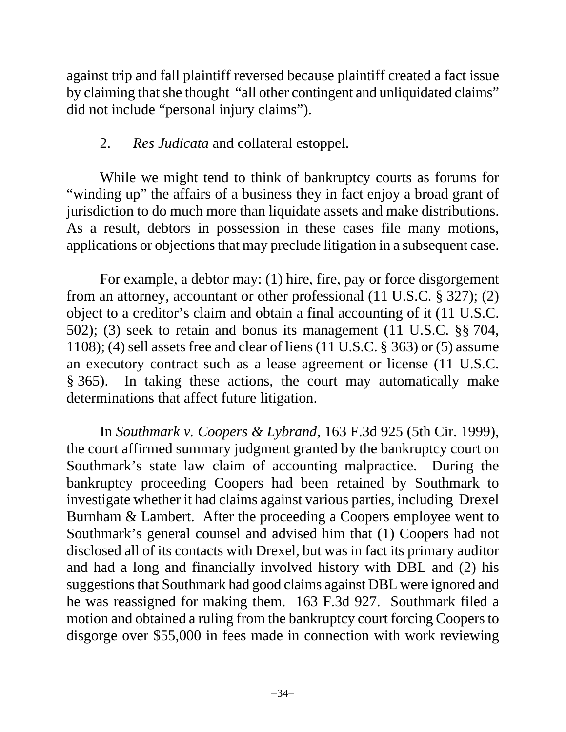against trip and fall plaintiff reversed because plaintiff created a fact issue by claiming that she thought "all other contingent and unliquidated claims" did not include "personal injury claims").

2. *Res Judicata* and collateral estoppel.

While we might tend to think of bankruptcy courts as forums for "winding up" the affairs of a business they in fact enjoy a broad grant of jurisdiction to do much more than liquidate assets and make distributions. As a result, debtors in possession in these cases file many motions, applications or objections that may preclude litigation in a subsequent case.

For example, a debtor may: (1) hire, fire, pay or force disgorgement from an attorney, accountant or other professional (11 U.S.C. § 327); (2) object to a creditor's claim and obtain a final accounting of it (11 U.S.C. 502); (3) seek to retain and bonus its management (11 U.S.C. §§ 704, 1108); (4) sell assets free and clear of liens (11 U.S.C. § 363) or (5) assume an executory contract such as a lease agreement or license (11 U.S.C. § 365). In taking these actions, the court may automatically make determinations that affect future litigation.

In *Southmark v. Coopers & Lybrand*, 163 F.3d 925 (5th Cir. 1999), the court affirmed summary judgment granted by the bankruptcy court on Southmark's state law claim of accounting malpractice. During the bankruptcy proceeding Coopers had been retained by Southmark to investigate whether it had claims against various parties, including Drexel Burnham & Lambert. After the proceeding a Coopers employee went to Southmark's general counsel and advised him that (1) Coopers had not disclosed all of its contacts with Drexel, but was in fact its primary auditor and had a long and financially involved history with DBL and (2) his suggestions that Southmark had good claims against DBL were ignored and he was reassigned for making them. 163 F.3d 927. Southmark filed a motion and obtained a ruling from the bankruptcy court forcing Coopers to disgorge over $55,000 in fees made in connection with work reviewing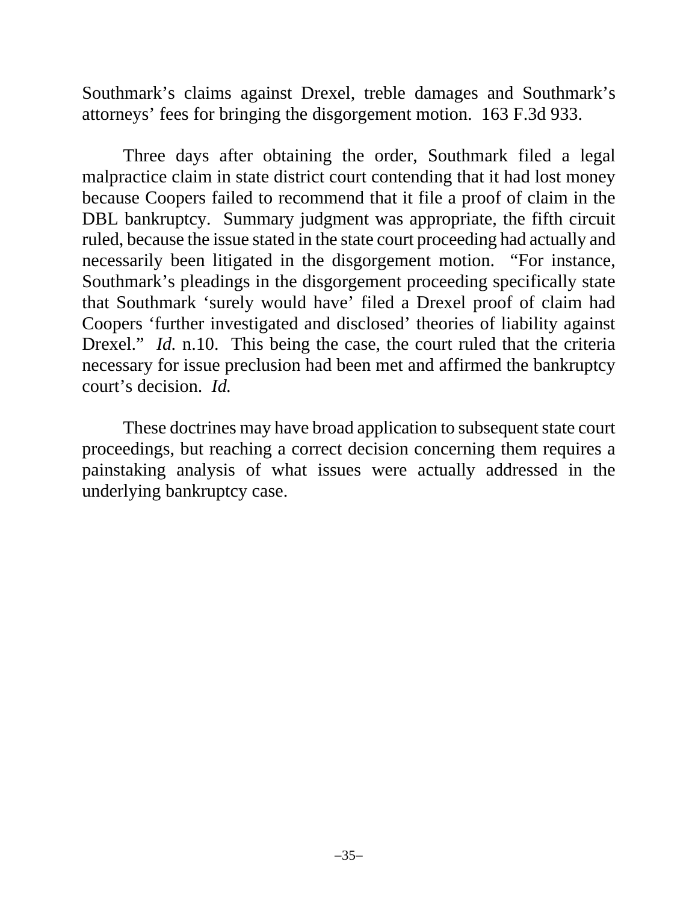Southmark's claims against Drexel, treble damages and Southmark's attorneys' fees for bringing the disgorgement motion. 163 F.3d 933.

Three days after obtaining the order, Southmark filed a legal malpractice claim in state district court contending that it had lost money because Coopers failed to recommend that it file a proof of claim in the DBL bankruptcy. Summary judgment was appropriate, the fifth circuit ruled, because the issue stated in the state court proceeding had actually and necessarily been litigated in the disgorgement motion. "For instance, Southmark's pleadings in the disgorgement proceeding specifically state that Southmark 'surely would have' filed a Drexel proof of claim had Coopers 'further investigated and disclosed' theories of liability against Drexel." *Id.* n.10. This being the case, the court ruled that the criteria necessary for issue preclusion had been met and affirmed the bankruptcy court's decision. *Id.*

These doctrines may have broad application to subsequent state court proceedings, but reaching a correct decision concerning them requires a painstaking analysis of what issues were actually addressed in the underlying bankruptcy case.